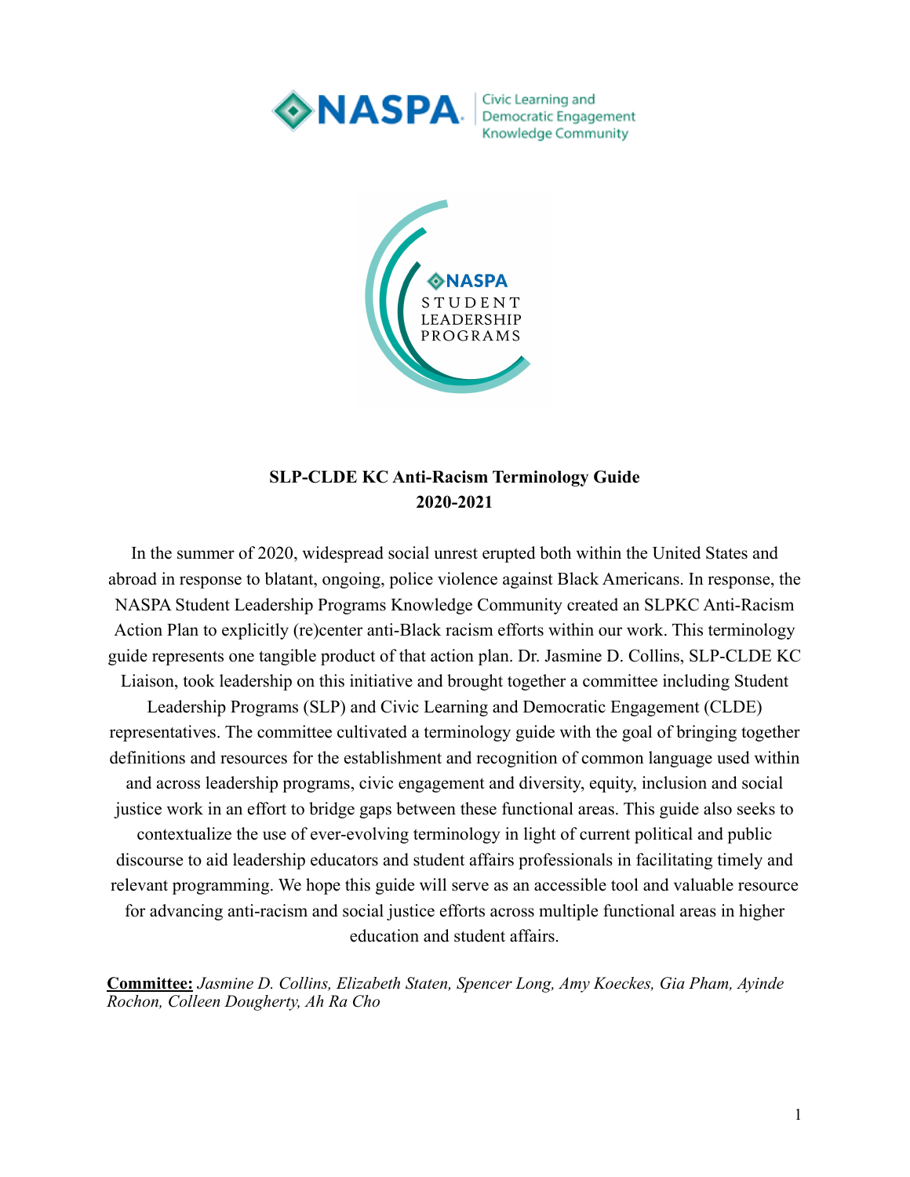Civic Learning and Democratic Engagement Knowledge Community

NASPA STUDENT LEADERSHIP PROGRAMS

**SLP-CLDE KC Anti-Racism Terminology Guide**
**2020-2021**

In the summer of 2020, widespread social unrest erupted both within the United States and abroad in response to blatant, ongoing, police violence against Black Americans. In response, the NASPA Student Leadership Programs Knowledge Community created an SLPKC Anti-Racism Action Plan to explicitly (re)center anti-Black racism efforts within our work. This terminology guide represents one tangible product of that action plan. Dr. Jasmine D. Collins, SLP-CLDE KC Liaison, took leadership on this initiative and brought together a committee including Student Leadership Programs (SLP) and Civic Learning and Democratic Engagement (CLDE) representatives. The committee cultivated a terminology guide with the goal of bringing together definitions and resources for the establishment and recognition of common language used within and across leadership programs, civic engagement and diversity, equity, inclusion and social justice work in an effort to bridge gaps between these functional areas. This guide also seeks to contextualize the use of ever-evolving terminology in light of current political and public discourse to aid leadership educators and student affairs professionals in facilitating timely and relevant programming. We hope this guide will serve as an accessible tool and valuable resource for advancing anti-racism and social justice efforts across multiple functional areas in higher education and student affairs.

**Committee:** *Jasmine D. Collins, Elizabeth Staten, Spencer Long, Amy Koeckes, Gia Pham, Ayinde Rochon, Colleen Dougherty, Ah Ra Cho*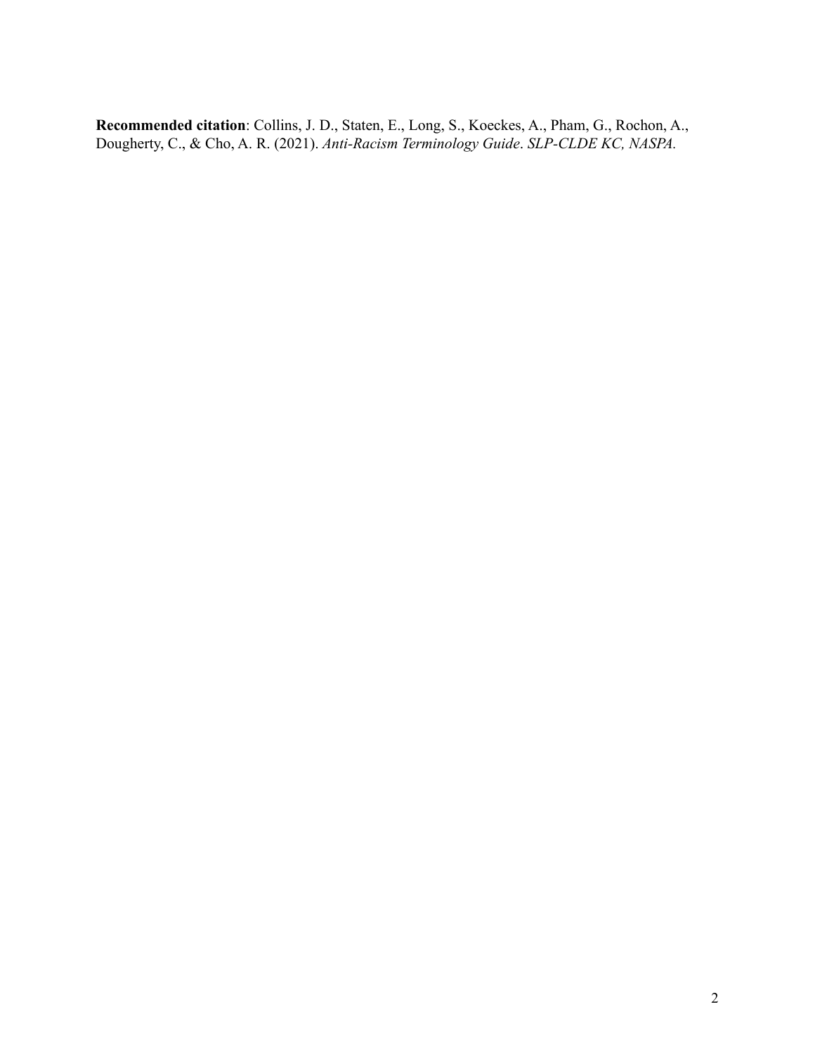**Recommended citation**: Collins, J. D., Staten, E., Long, S., Koeckes, A., Pham, G., Rochon, A., Dougherty, C., & Cho, A. R. (2021). *Anti-Racism Terminology Guide*. *SLP-CLDE KC, NASPA.*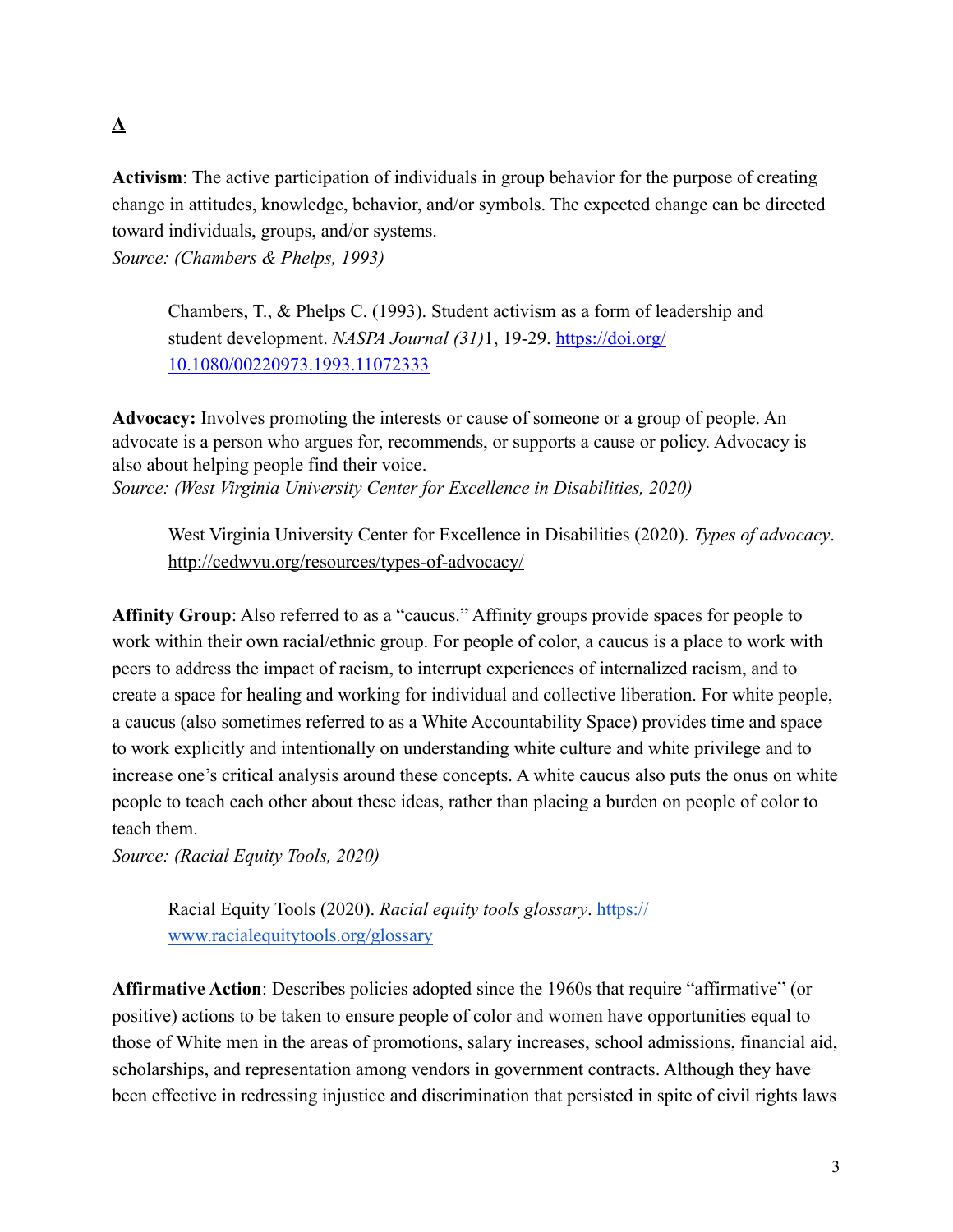## A

**Activism**: The active participation of individuals in group behavior for the purpose of creating change in attitudes, knowledge, behavior, and/or symbols. The expected change can be directed toward individuals, groups, and/or systems.
*Source: (Chambers & Phelps, 1993)*

> Chambers, T., & Phelps C. (1993). Student activism as a form of leadership and student development. *NASPA Journal (31)*1, 19-29. [https://doi.org/10.1080/00220973.1993.11072333](https://doi.org/10.1080/00220973.1993.11072333)

**Advocacy:** Involves promoting the interests or cause of someone or a group of people. An advocate is a person who argues for, recommends, or supports a cause or policy. Advocacy is also about helping people find their voice.
*Source: (West Virginia University Center for Excellence in Disabilities, 2020)*

> West Virginia University Center for Excellence in Disabilities (2020). *Types of advocacy*. http://cedwvu.org/resources/types-of-advocacy/

**Affinity Group**: Also referred to as a "caucus." Affinity groups provide spaces for people to work within their own racial/ethnic group. For people of color, a caucus is a place to work with peers to address the impact of racism, to interrupt experiences of internalized racism, and to create a space for healing and working for individual and collective liberation. For white people, a caucus (also sometimes referred to as a White Accountability Space) provides time and space to work explicitly and intentionally on understanding white culture and white privilege and to increase one's critical analysis around these concepts. A white caucus also puts the onus on white people to teach each other about these ideas, rather than placing a burden on people of color to teach them.
*Source: (Racial Equity Tools, 2020)*

> Racial Equity Tools (2020). *Racial equity tools glossary*. [https://www.racialequitytools.org/glossary](https://www.racialequitytools.org/glossary)

**Affirmative Action**: Describes policies adopted since the 1960s that require "affirmative" (or positive) actions to be taken to ensure people of color and women have opportunities equal to those of White men in the areas of promotions, salary increases, school admissions, financial aid, scholarships, and representation among vendors in government contracts. Although they have been effective in redressing injustice and discrimination that persisted in spite of civil rights laws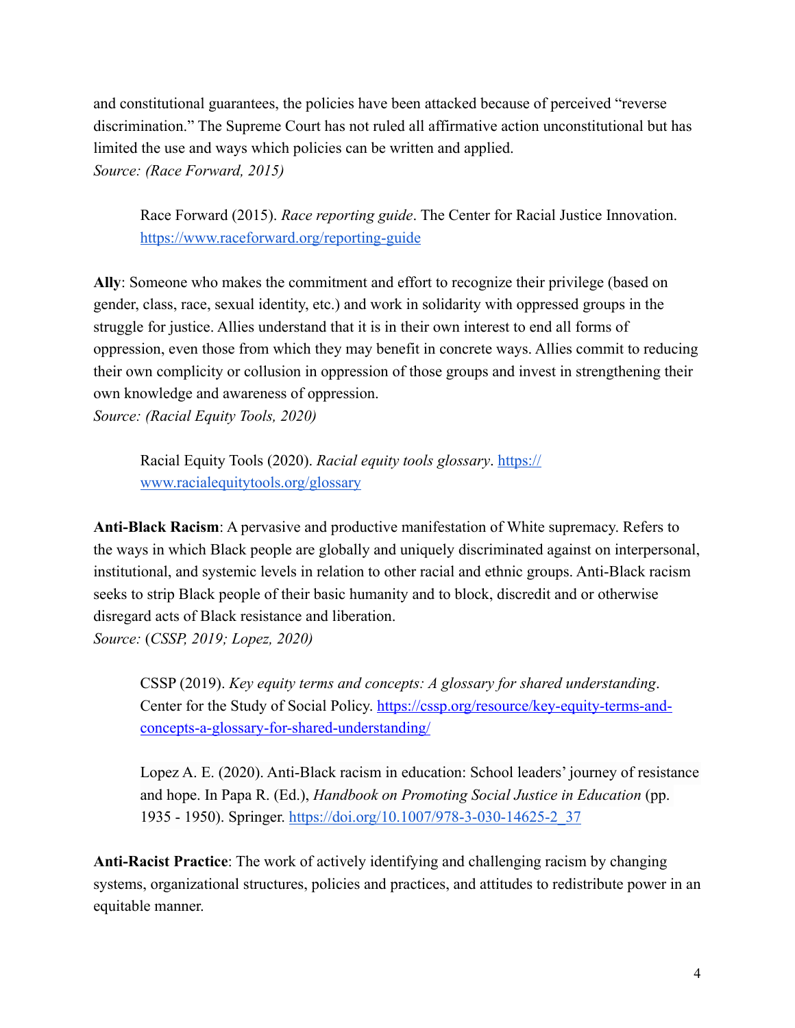and constitutional guarantees, the policies have been attacked because of perceived "reverse discrimination." The Supreme Court has not ruled all affirmative action unconstitutional but has limited the use and ways which policies can be written and applied.
*Source: (Race Forward, 2015)*

> Race Forward (2015). *Race reporting guide*. The Center for Racial Justice Innovation. https://www.raceforward.org/reporting-guide

**Ally**: Someone who makes the commitment and effort to recognize their privilege (based on gender, class, race, sexual identity, etc.) and work in solidarity with oppressed groups in the struggle for justice. Allies understand that it is in their own interest to end all forms of oppression, even those from which they may benefit in concrete ways. Allies commit to reducing their own complicity or collusion in oppression of those groups and invest in strengthening their own knowledge and awareness of oppression.
*Source: (Racial Equity Tools, 2020)*

> Racial Equity Tools (2020). *Racial equity tools glossary*. https://www.racialequitytools.org/glossary

**Anti-Black Racism**: A pervasive and productive manifestation of White supremacy. Refers to the ways in which Black people are globally and uniquely discriminated against on interpersonal, institutional, and systemic levels in relation to other racial and ethnic groups. Anti-Black racism seeks to strip Black people of their basic humanity and to block, discredit and or otherwise disregard acts of Black resistance and liberation.
*Source: (CSSP, 2019; Lopez, 2020)*

> CSSP (2019). *Key equity terms and concepts: A glossary for shared understanding*. Center for the Study of Social Policy. https://cssp.org/resource/key-equity-terms-and-concepts-a-glossary-for-shared-understanding/

> Lopez A. E. (2020). Anti-Black racism in education: School leaders' journey of resistance and hope. In Papa R. (Ed.), *Handbook on Promoting Social Justice in Education* (pp. 1935 - 1950). Springer. https://doi.org/10.1007/978-3-030-14625-2_37

**Anti-Racist Practice**: The work of actively identifying and challenging racism by changing systems, organizational structures, policies and practices, and attitudes to redistribute power in an equitable manner.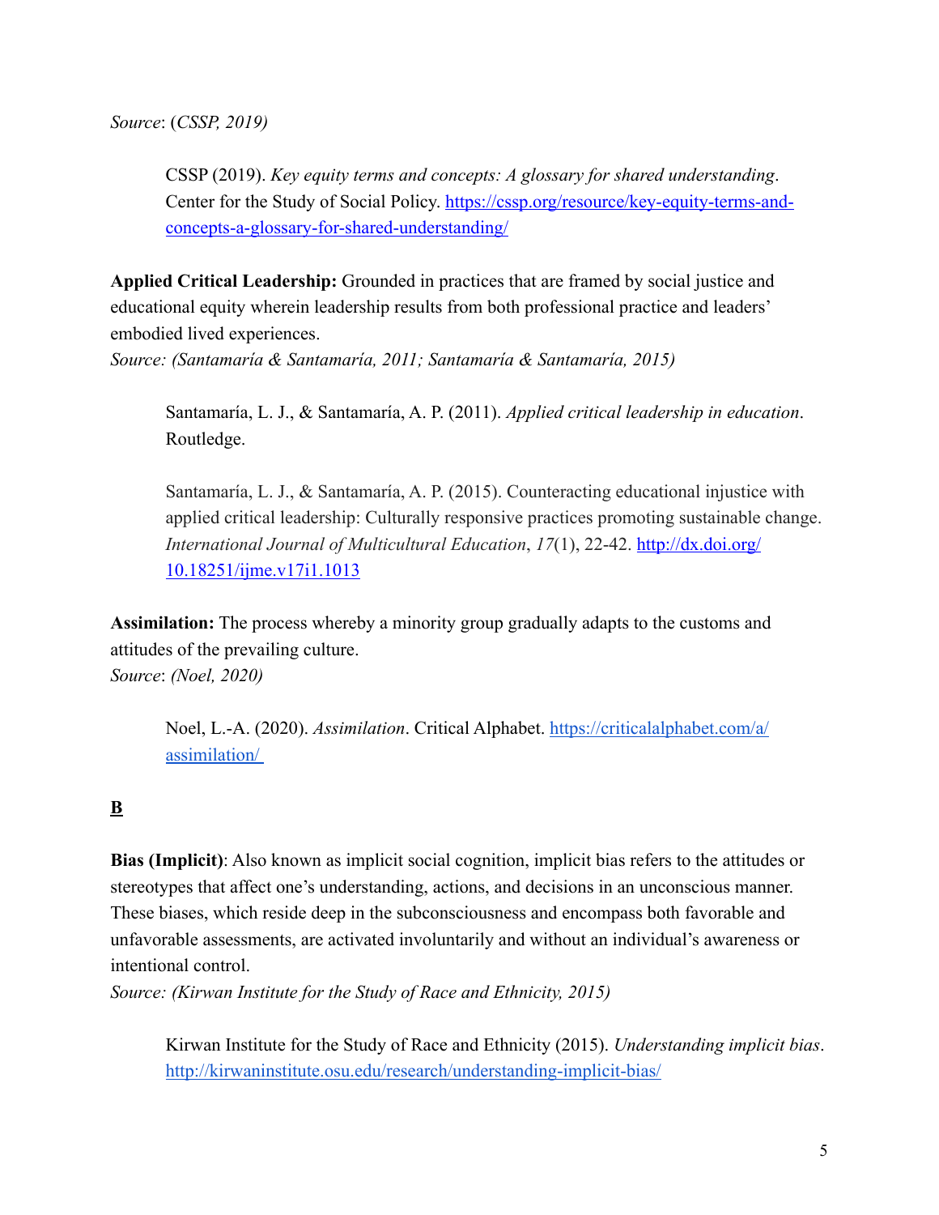*Source*: (*CSSP, 2019)*

> CSSP (2019). *Key equity terms and concepts: A glossary for shared understanding*. Center for the Study of Social Policy. [https://cssp.org/resource/key-equity-terms-and-concepts-a-glossary-for-shared-understanding/](https://cssp.org/resource/key-equity-terms-and-concepts-a-glossary-for-shared-understanding/)

**Applied Critical Leadership:** Grounded in practices that are framed by social justice and educational equity wherein leadership results from both professional practice and leaders' embodied lived experiences.
*Source: (Santamaría & Santamaría, 2011; Santamaría & Santamaría, 2015)*

> Santamaría, L. J., & Santamaría, A. P. (2011). *Applied critical leadership in education*. Routledge.
>
> Santamaría, L. J., & Santamaría, A. P. (2015). Counteracting educational injustice with applied critical leadership: Culturally responsive practices promoting sustainable change. *International Journal of Multicultural Education*, *17*(1), 22-42. [http://dx.doi.org/10.18251/ijme.v17i1.1013](http://dx.doi.org/10.18251/ijme.v17i1.1013)

**Assimilation:** The process whereby a minority group gradually adapts to the customs and attitudes of the prevailing culture.
*Source*: *(Noel, 2020)*

> Noel, L.-A. (2020). *Assimilation*. Critical Alphabet. [https://criticalalphabet.com/a/assimilation/](https://criticalalphabet.com/a/assimilation/)

## B

**Bias (Implicit)**: Also known as implicit social cognition, implicit bias refers to the attitudes or stereotypes that affect one's understanding, actions, and decisions in an unconscious manner. These biases, which reside deep in the subconsciousness and encompass both favorable and unfavorable assessments, are activated involuntarily and without an individual's awareness or intentional control.
*Source: (Kirwan Institute for the Study of Race and Ethnicity, 2015)*

> Kirwan Institute for the Study of Race and Ethnicity (2015). *Understanding implicit bias*. [http://kirwaninstitute.osu.edu/research/understanding-implicit-bias/](http://kirwaninstitute.osu.edu/research/understanding-implicit-bias/)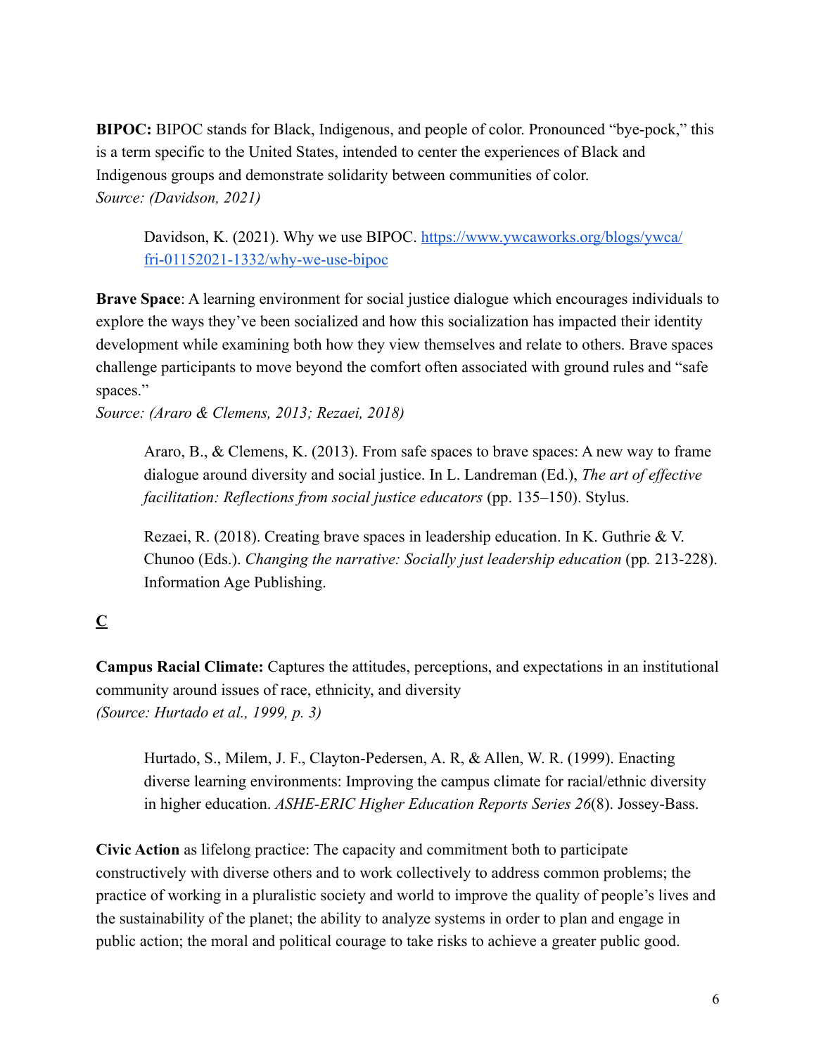**BIPOC:** BIPOC stands for Black, Indigenous, and people of color. Pronounced "bye-pock," this is a term specific to the United States, intended to center the experiences of Black and Indigenous groups and demonstrate solidarity between communities of color.
*Source: (Davidson, 2021)*

> Davidson, K. (2021). Why we use BIPOC. [https://www.ywcaworks.org/blogs/ywca/fri-01152021-1332/why-we-use-bipoc](https://www.ywcaworks.org/blogs/ywca/fri-01152021-1332/why-we-use-bipoc)

**Brave Space**: A learning environment for social justice dialogue which encourages individuals to explore the ways they've been socialized and how this socialization has impacted their identity development while examining both how they view themselves and relate to others. Brave spaces challenge participants to move beyond the comfort often associated with ground rules and "safe spaces."
*Source: (Araro & Clemens, 2013; Rezaei, 2018)*

> Araro, B., & Clemens, K. (2013). From safe spaces to brave spaces: A new way to frame dialogue around diversity and social justice. In L. Landreman (Ed.), *The art of effective facilitation: Reflections from social justice educators* (pp. 135–150). Stylus.
>
> Rezaei, R. (2018). Creating brave spaces in leadership education. In K. Guthrie & V. Chunoo (Eds.). *Changing the narrative: Socially just leadership education* (pp*.* 213-228). Information Age Publishing.

## C

**Campus Racial Climate:** Captures the attitudes, perceptions, and expectations in an institutional community around issues of race, ethnicity, and diversity
*(Source: Hurtado et al., 1999, p. 3)*

> Hurtado, S., Milem, J. F., Clayton-Pedersen, A. R, & Allen, W. R. (1999). Enacting diverse learning environments: Improving the campus climate for racial/ethnic diversity in higher education. *ASHE-ERIC Higher Education Reports Series 26*(8). Jossey-Bass.

**Civic Action** as lifelong practice: The capacity and commitment both to participate constructively with diverse others and to work collectively to address common problems; the practice of working in a pluralistic society and world to improve the quality of people's lives and the sustainability of the planet; the ability to analyze systems in order to plan and engage in public action; the moral and political courage to take risks to achieve a greater public good.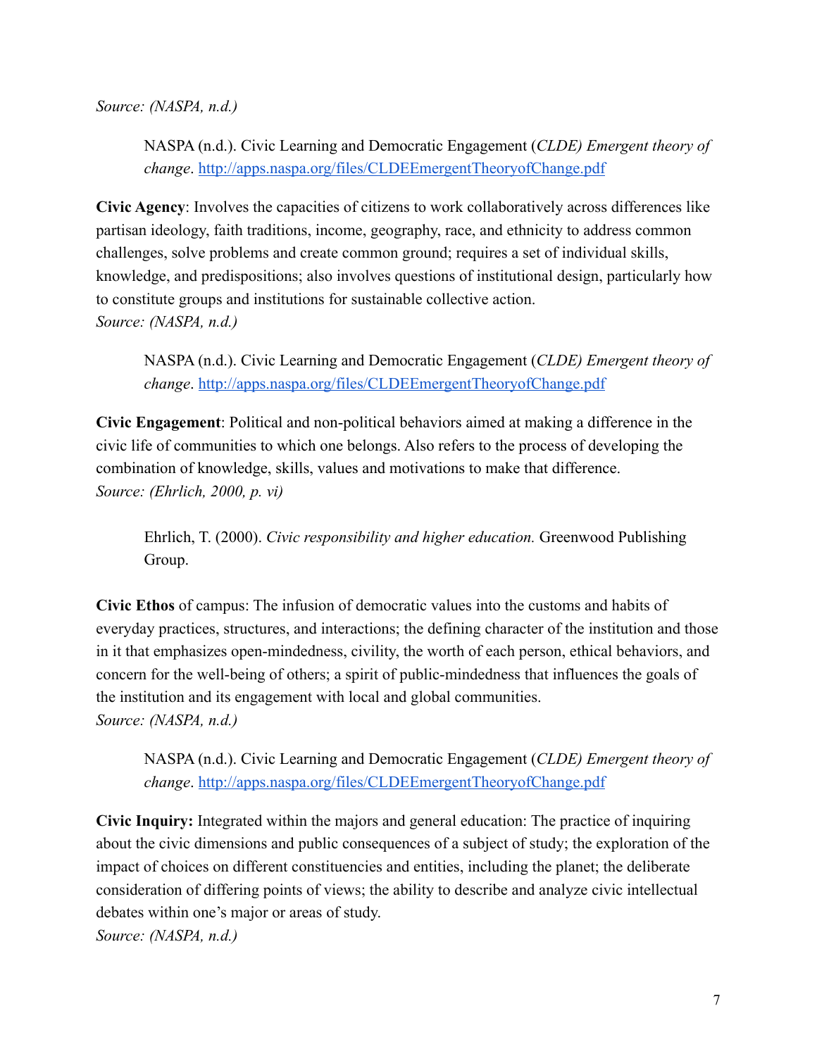*Source: (NASPA, n.d.)*

> NASPA (n.d.). Civic Learning and Democratic Engagement (*CLDE) Emergent theory of change*. http://apps.naspa.org/files/CLDEEmergentTheoryofChange.pdf

**Civic Agency**: Involves the capacities of citizens to work collaboratively across differences like partisan ideology, faith traditions, income, geography, race, and ethnicity to address common challenges, solve problems and create common ground; requires a set of individual skills, knowledge, and predispositions; also involves questions of institutional design, particularly how to constitute groups and institutions for sustainable collective action.
*Source: (NASPA, n.d.)*

> NASPA (n.d.). Civic Learning and Democratic Engagement (*CLDE) Emergent theory of change*. http://apps.naspa.org/files/CLDEEmergentTheoryofChange.pdf

**Civic Engagement**: Political and non-political behaviors aimed at making a difference in the civic life of communities to which one belongs. Also refers to the process of developing the combination of knowledge, skills, values and motivations to make that difference.
*Source: (Ehrlich, 2000, p. vi)*

> Ehrlich, T. (2000). *Civic responsibility and higher education.* Greenwood Publishing Group.

**Civic Ethos** of campus: The infusion of democratic values into the customs and habits of everyday practices, structures, and interactions; the defining character of the institution and those in it that emphasizes open-mindedness, civility, the worth of each person, ethical behaviors, and concern for the well-being of others; a spirit of public-mindedness that influences the goals of the institution and its engagement with local and global communities.
*Source: (NASPA, n.d.)*

> NASPA (n.d.). Civic Learning and Democratic Engagement (*CLDE) Emergent theory of change*. http://apps.naspa.org/files/CLDEEmergentTheoryofChange.pdf

**Civic Inquiry:** Integrated within the majors and general education: The practice of inquiring about the civic dimensions and public consequences of a subject of study; the exploration of the impact of choices on different constituencies and entities, including the planet; the deliberate consideration of differing points of views; the ability to describe and analyze civic intellectual debates within one's major or areas of study.
*Source: (NASPA, n.d.)*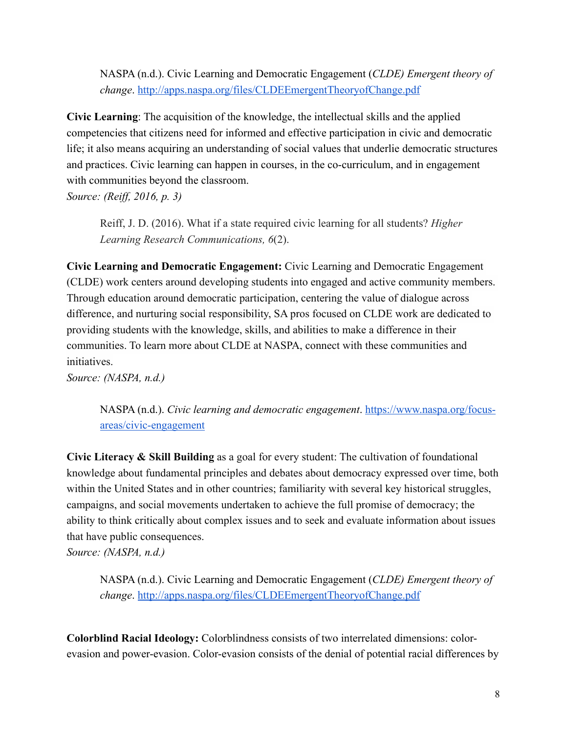> NASPA (n.d.). Civic Learning and Democratic Engagement (*CLDE) Emergent theory of change*. [http://apps.naspa.org/files/CLDEEmergentTheoryofChange.pdf](http://apps.naspa.org/files/CLDEEmergentTheoryofChange.pdf)

**Civic Learning**: The acquisition of the knowledge, the intellectual skills and the applied competencies that citizens need for informed and effective participation in civic and democratic life; it also means acquiring an understanding of social values that underlie democratic structures and practices. Civic learning can happen in courses, in the co-curriculum, and in engagement with communities beyond the classroom.
*Source: (Reiff, 2016, p. 3)*

> Reiff, J. D. (2016). What if a state required civic learning for all students? *Higher Learning Research Communications, 6*(2).

**Civic Learning and Democratic Engagement:** Civic Learning and Democratic Engagement (CLDE) work centers around developing students into engaged and active community members. Through education around democratic participation, centering the value of dialogue across difference, and nurturing social responsibility, SA pros focused on CLDE work are dedicated to providing students with the knowledge, skills, and abilities to make a difference in their communities. To learn more about CLDE at NASPA, connect with these communities and initiatives.
*Source: (NASPA, n.d.)*

> NASPA (n.d.). *Civic learning and democratic engagement*. [https://www.naspa.org/focus-areas/civic-engagement](https://www.naspa.org/focus-areas/civic-engagement)

**Civic Literacy & Skill Building** as a goal for every student: The cultivation of foundational knowledge about fundamental principles and debates about democracy expressed over time, both within the United States and in other countries; familiarity with several key historical struggles, campaigns, and social movements undertaken to achieve the full promise of democracy; the ability to think critically about complex issues and to seek and evaluate information about issues that have public consequences.
*Source: (NASPA, n.d.)*

> NASPA (n.d.). Civic Learning and Democratic Engagement (*CLDE) Emergent theory of change*. [http://apps.naspa.org/files/CLDEEmergentTheoryofChange.pdf](http://apps.naspa.org/files/CLDEEmergentTheoryofChange.pdf)

**Colorblind Racial Ideology:** Colorblindness consists of two interrelated dimensions: color-evasion and power-evasion. Color-evasion consists of the denial of potential racial differences by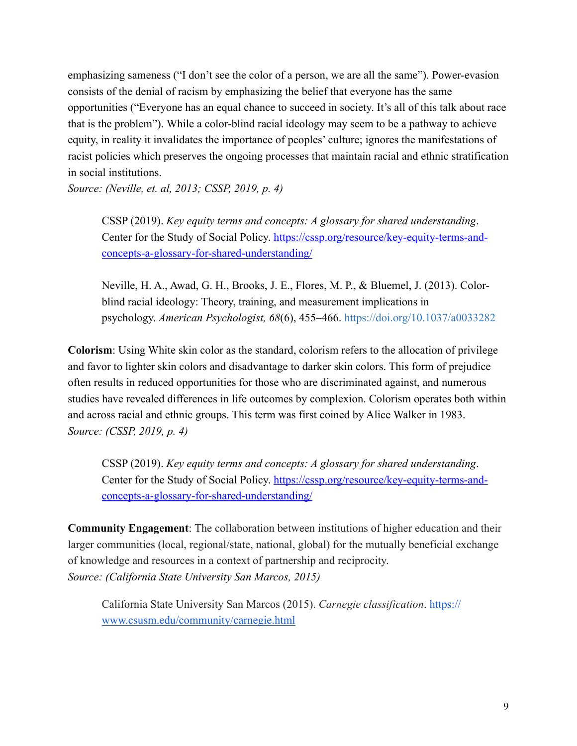emphasizing sameness ("I don't see the color of a person, we are all the same"). Power-evasion consists of the denial of racism by emphasizing the belief that everyone has the same opportunities ("Everyone has an equal chance to succeed in society. It's all of this talk about race that is the problem"). While a color-blind racial ideology may seem to be a pathway to achieve equity, in reality it invalidates the importance of peoples' culture; ignores the manifestations of racist policies which preserves the ongoing processes that maintain racial and ethnic stratification in social institutions.
*Source: (Neville, et. al, 2013; CSSP, 2019, p. 4)*

> CSSP (2019). *Key equity terms and concepts: A glossary for shared understanding*. Center for the Study of Social Policy. https://cssp.org/resource/key-equity-terms-and-concepts-a-glossary-for-shared-understanding/
>
> Neville, H. A., Awad, G. H., Brooks, J. E., Flores, M. P., & Bluemel, J. (2013). Color-blind racial ideology: Theory, training, and measurement implications in psychology. *American Psychologist, 68*(6), 455–466. https://doi.org/10.1037/a0033282

**Colorism**: Using White skin color as the standard, colorism refers to the allocation of privilege and favor to lighter skin colors and disadvantage to darker skin colors. This form of prejudice often results in reduced opportunities for those who are discriminated against, and numerous studies have revealed differences in life outcomes by complexion. Colorism operates both within and across racial and ethnic groups. This term was first coined by Alice Walker in 1983.
*Source: (CSSP, 2019, p. 4)*

> CSSP (2019). *Key equity terms and concepts: A glossary for shared understanding*. Center for the Study of Social Policy. https://cssp.org/resource/key-equity-terms-and-concepts-a-glossary-for-shared-understanding/

**Community Engagement**: The collaboration between institutions of higher education and their larger communities (local, regional/state, national, global) for the mutually beneficial exchange of knowledge and resources in a context of partnership and reciprocity.
*Source: (California State University San Marcos, 2015)*

> California State University San Marcos (2015). *Carnegie classification*. https://www.csusm.edu/community/carnegie.html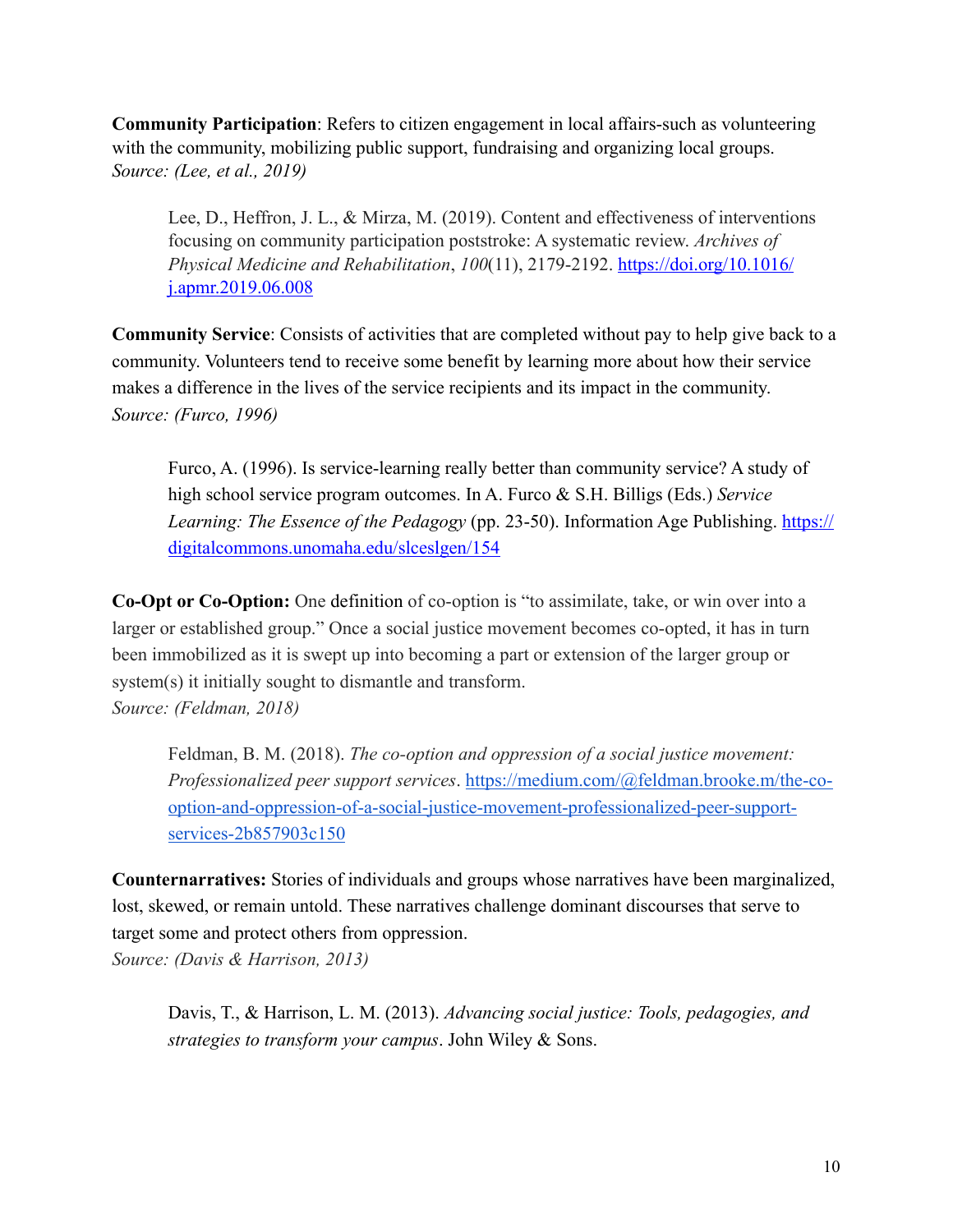**Community Participation**: Refers to citizen engagement in local affairs-such as volunteering with the community, mobilizing public support, fundraising and organizing local groups.
*Source: (Lee, et al., 2019)*

> Lee, D., Heffron, J. L., & Mirza, M. (2019). Content and effectiveness of interventions focusing on community participation poststroke: A systematic review. *Archives of Physical Medicine and Rehabilitation*, *100*(11), 2179-2192. https://doi.org/10.1016/j.apmr.2019.06.008

**Community Service**: Consists of activities that are completed without pay to help give back to a community. Volunteers tend to receive some benefit by learning more about how their service makes a difference in the lives of the service recipients and its impact in the community.
*Source: (Furco, 1996)*

> Furco, A. (1996). Is service-learning really better than community service? A study of high school service program outcomes. In A. Furco & S.H. Billigs (Eds.) *Service Learning: The Essence of the Pedagogy* (pp. 23-50). Information Age Publishing. https://digitalcommons.unomaha.edu/slceslgen/154

**Co-Opt or Co-Option:** One definition of co-option is "to assimilate, take, or win over into a larger or established group." Once a social justice movement becomes co-opted, it has in turn been immobilized as it is swept up into becoming a part or extension of the larger group or system(s) it initially sought to dismantle and transform.
*Source: (Feldman, 2018)*

> Feldman, B. M. (2018). *The co-option and oppression of a social justice movement: Professionalized peer support services*. https://medium.com/@feldman.brooke.m/the-co-option-and-oppression-of-a-social-justice-movement-professionalized-peer-support-services-2b857903c150

**Counternarratives:** Stories of individuals and groups whose narratives have been marginalized, lost, skewed, or remain untold. These narratives challenge dominant discourses that serve to target some and protect others from oppression.
*Source: (Davis & Harrison, 2013)*

> Davis, T., & Harrison, L. M. (2013). *Advancing social justice: Tools, pedagogies, and strategies to transform your campus*. John Wiley & Sons.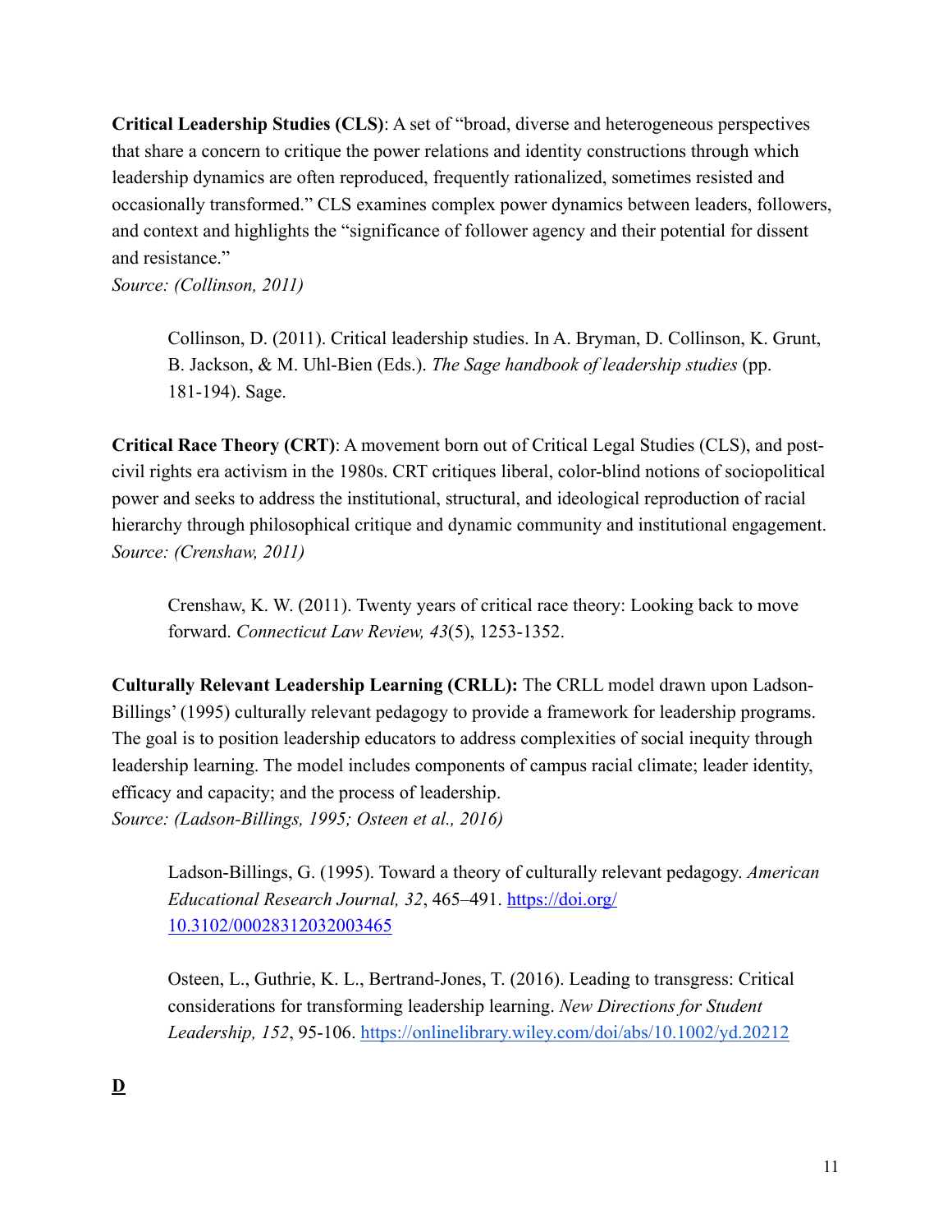**Critical Leadership Studies (CLS)**: A set of "broad, diverse and heterogeneous perspectives that share a concern to critique the power relations and identity constructions through which leadership dynamics are often reproduced, frequently rationalized, sometimes resisted and occasionally transformed." CLS examines complex power dynamics between leaders, followers, and context and highlights the "significance of follower agency and their potential for dissent and resistance."
*Source: (Collinson, 2011)*

> Collinson, D. (2011). Critical leadership studies. In A. Bryman, D. Collinson, K. Grunt, B. Jackson, & M. Uhl-Bien (Eds.). *The Sage handbook of leadership studies* (pp. 181-194). Sage.

**Critical Race Theory (CRT)**: A movement born out of Critical Legal Studies (CLS), and post-civil rights era activism in the 1980s. CRT critiques liberal, color-blind notions of sociopolitical power and seeks to address the institutional, structural, and ideological reproduction of racial hierarchy through philosophical critique and dynamic community and institutional engagement.
*Source: (Crenshaw, 2011)*

> Crenshaw, K. W. (2011). Twenty years of critical race theory: Looking back to move forward. *Connecticut Law Review, 43*(5), 1253-1352.

**Culturally Relevant Leadership Learning (CRLL):** The CRLL model drawn upon Ladson-Billings' (1995) culturally relevant pedagogy to provide a framework for leadership programs. The goal is to position leadership educators to address complexities of social inequity through leadership learning. The model includes components of campus racial climate; leader identity, efficacy and capacity; and the process of leadership.
*Source: (Ladson-Billings, 1995; Osteen et al., 2016)*

> Ladson-Billings, G. (1995). Toward a theory of culturally relevant pedagogy. *American Educational Research Journal, 32*, 465–491. https://doi.org/10.3102/00028312032003465

> Osteen, L., Guthrie, K. L., Bertrand-Jones, T. (2016). Leading to transgress: Critical considerations for transforming leadership learning. *New Directions for Student Leadership, 152*, 95-106. https://onlinelibrary.wiley.com/doi/abs/10.1002/yd.20212

## D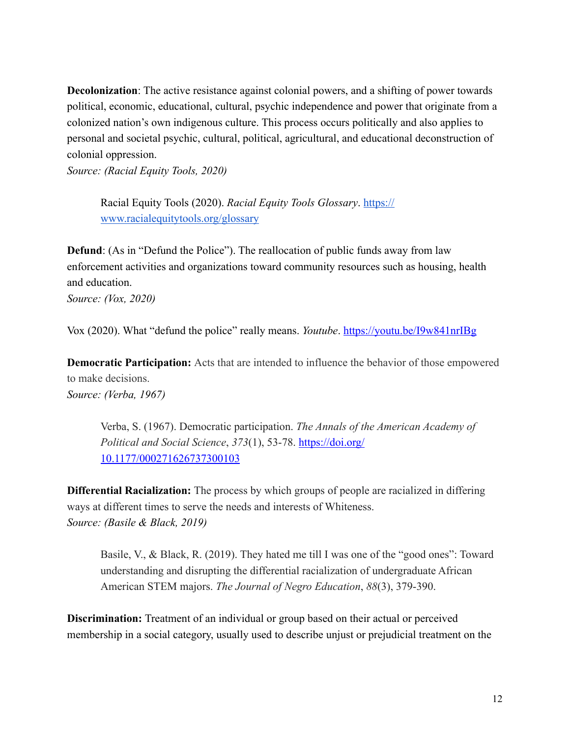**Decolonization**: The active resistance against colonial powers, and a shifting of power towards political, economic, educational, cultural, psychic independence and power that originate from a colonized nation's own indigenous culture. This process occurs politically and also applies to personal and societal psychic, cultural, political, agricultural, and educational deconstruction of colonial oppression.
*Source: (Racial Equity Tools, 2020)*

> Racial Equity Tools (2020). *Racial Equity Tools Glossary*. [https://www.racialequitytools.org/glossary](https://www.racialequitytools.org/glossary)

**Defund**: (As in "Defund the Police"). The reallocation of public funds away from law enforcement activities and organizations toward community resources such as housing, health and education.
*Source: (Vox, 2020)*

Vox (2020). What "defund the police" really means. *Youtube*. [https://youtu.be/I9w841nrIBg](https://youtu.be/I9w841nrIBg)

**Democratic Participation:** Acts that are intended to influence the behavior of those empowered to make decisions.
*Source: (Verba, 1967)*

> Verba, S. (1967). Democratic participation. *The Annals of the American Academy of Political and Social Science*, *373*(1), 53-78. [https://doi.org/10.1177/000271626737300103](https://doi.org/10.1177/000271626737300103)

**Differential Racialization:** The process by which groups of people are racialized in differing ways at different times to serve the needs and interests of Whiteness.
*Source: (Basile & Black, 2019)*

> Basile, V., & Black, R. (2019). They hated me till I was one of the "good ones": Toward understanding and disrupting the differential racialization of undergraduate African American STEM majors. *The Journal of Negro Education*, *88*(3), 379-390.

**Discrimination:** Treatment of an individual or group based on their actual or perceived membership in a social category, usually used to describe unjust or prejudicial treatment on the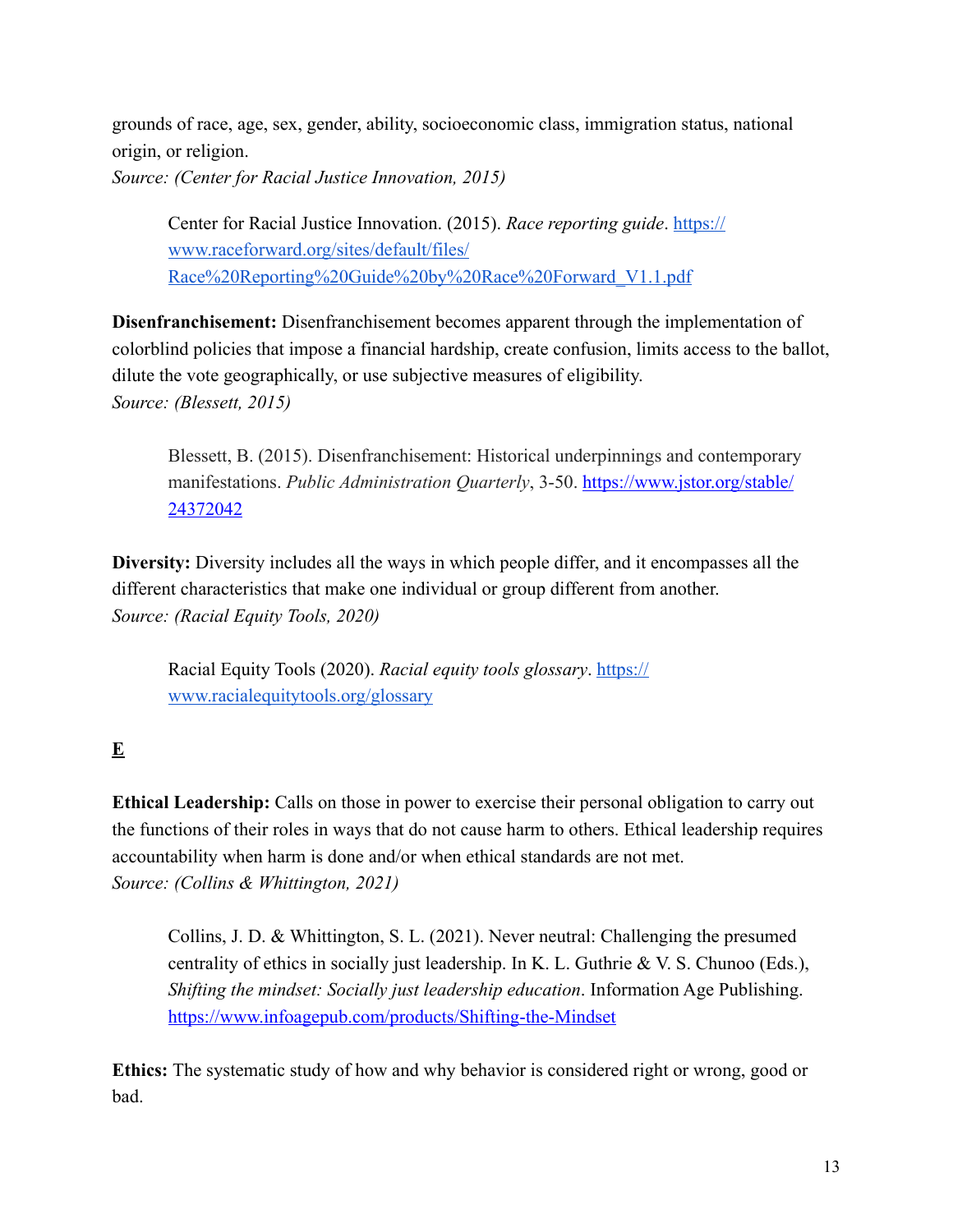grounds of race, age, sex, gender, ability, socioeconomic class, immigration status, national origin, or religion.
*Source: (Center for Racial Justice Innovation, 2015)*

> Center for Racial Justice Innovation. (2015). *Race reporting guide*. [https://www.raceforward.org/sites/default/files/Race%20Reporting%20Guide%20by%20Race%20Forward_V1.1.pdf](https://www.raceforward.org/sites/default/files/Race%20Reporting%20Guide%20by%20Race%20Forward_V1.1.pdf)

**Disenfranchisement:** Disenfranchisement becomes apparent through the implementation of colorblind policies that impose a financial hardship, create confusion, limits access to the ballot, dilute the vote geographically, or use subjective measures of eligibility.
*Source: (Blessett, 2015)*

> Blessett, B. (2015). Disenfranchisement: Historical underpinnings and contemporary manifestations. *Public Administration Quarterly*, 3-50. [https://www.jstor.org/stable/24372042](https://www.jstor.org/stable/24372042)

**Diversity:** Diversity includes all the ways in which people differ, and it encompasses all the different characteristics that make one individual or group different from another.
*Source: (Racial Equity Tools, 2020)*

> Racial Equity Tools (2020). *Racial equity tools glossary*. [https://www.racialequitytools.org/glossary](https://www.racialequitytools.org/glossary)

## E

**Ethical Leadership:** Calls on those in power to exercise their personal obligation to carry out the functions of their roles in ways that do not cause harm to others. Ethical leadership requires accountability when harm is done and/or when ethical standards are not met.
*Source: (Collins & Whittington, 2021)*

> Collins, J. D. & Whittington, S. L. (2021). Never neutral: Challenging the presumed centrality of ethics in socially just leadership. In K. L. Guthrie & V. S. Chunoo (Eds.), *Shifting the mindset: Socially just leadership education*. Information Age Publishing. [https://www.infoagepub.com/products/Shifting-the-Mindset](https://www.infoagepub.com/products/Shifting-the-Mindset)

**Ethics:** The systematic study of how and why behavior is considered right or wrong, good or bad.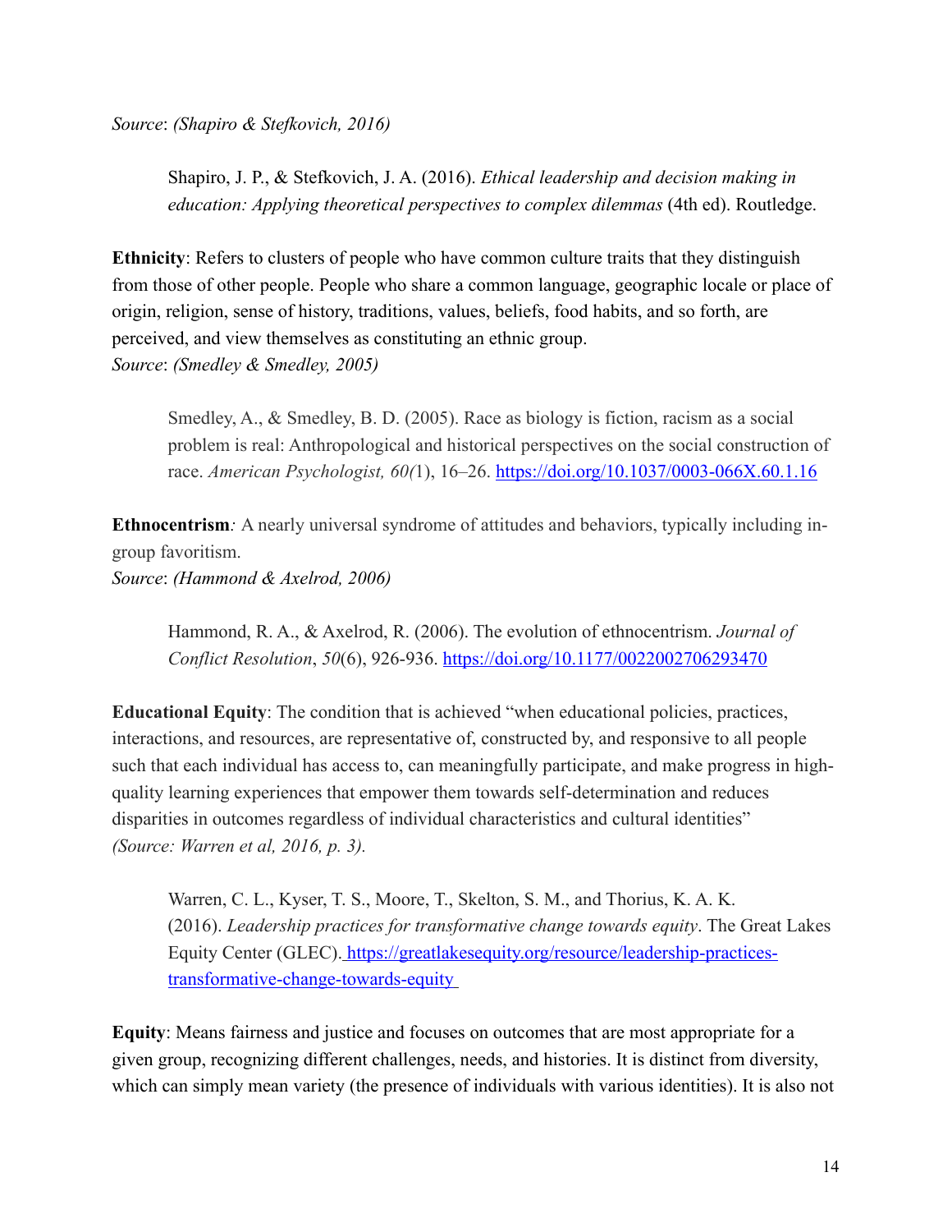*Source*: *(Shapiro & Stefkovich, 2016)*

> Shapiro, J. P., & Stefkovich, J. A. (2016). *Ethical leadership and decision making in education: Applying theoretical perspectives to complex dilemmas* (4th ed). Routledge.

**Ethnicity**: Refers to clusters of people who have common culture traits that they distinguish from those of other people. People who share a common language, geographic locale or place of origin, religion, sense of history, traditions, values, beliefs, food habits, and so forth, are perceived, and view themselves as constituting an ethnic group.
*Source*: *(Smedley & Smedley, 2005)*

> Smedley, A., & Smedley, B. D. (2005). Race as biology is fiction, racism as a social problem is real: Anthropological and historical perspectives on the social construction of race. *American Psychologist, 60(*1), 16–26. https://doi.org/10.1037/0003-066X.60.1.16

**Ethnocentrism***:* A nearly universal syndrome of attitudes and behaviors, typically including in-group favoritism.
*Source*: *(Hammond & Axelrod, 2006)*

> Hammond, R. A., & Axelrod, R. (2006). The evolution of ethnocentrism. *Journal of Conflict Resolution*, *50*(6), 926-936. https://doi.org/10.1177/0022002706293470

**Educational Equity**: The condition that is achieved "when educational policies, practices, interactions, and resources, are representative of, constructed by, and responsive to all people such that each individual has access to, can meaningfully participate, and make progress in high-quality learning experiences that empower them towards self-determination and reduces disparities in outcomes regardless of individual characteristics and cultural identities" *(Source: Warren et al, 2016, p. 3).*

> Warren, C. L., Kyser, T. S., Moore, T., Skelton, S. M., and Thorius, K. A. K. (2016). *Leadership practices for transformative change towards equity*. The Great Lakes Equity Center (GLEC). https://greatlakesequity.org/resource/leadership-practices-transformative-change-towards-equity

**Equity**: Means fairness and justice and focuses on outcomes that are most appropriate for a given group, recognizing different challenges, needs, and histories. It is distinct from diversity, which can simply mean variety (the presence of individuals with various identities). It is also not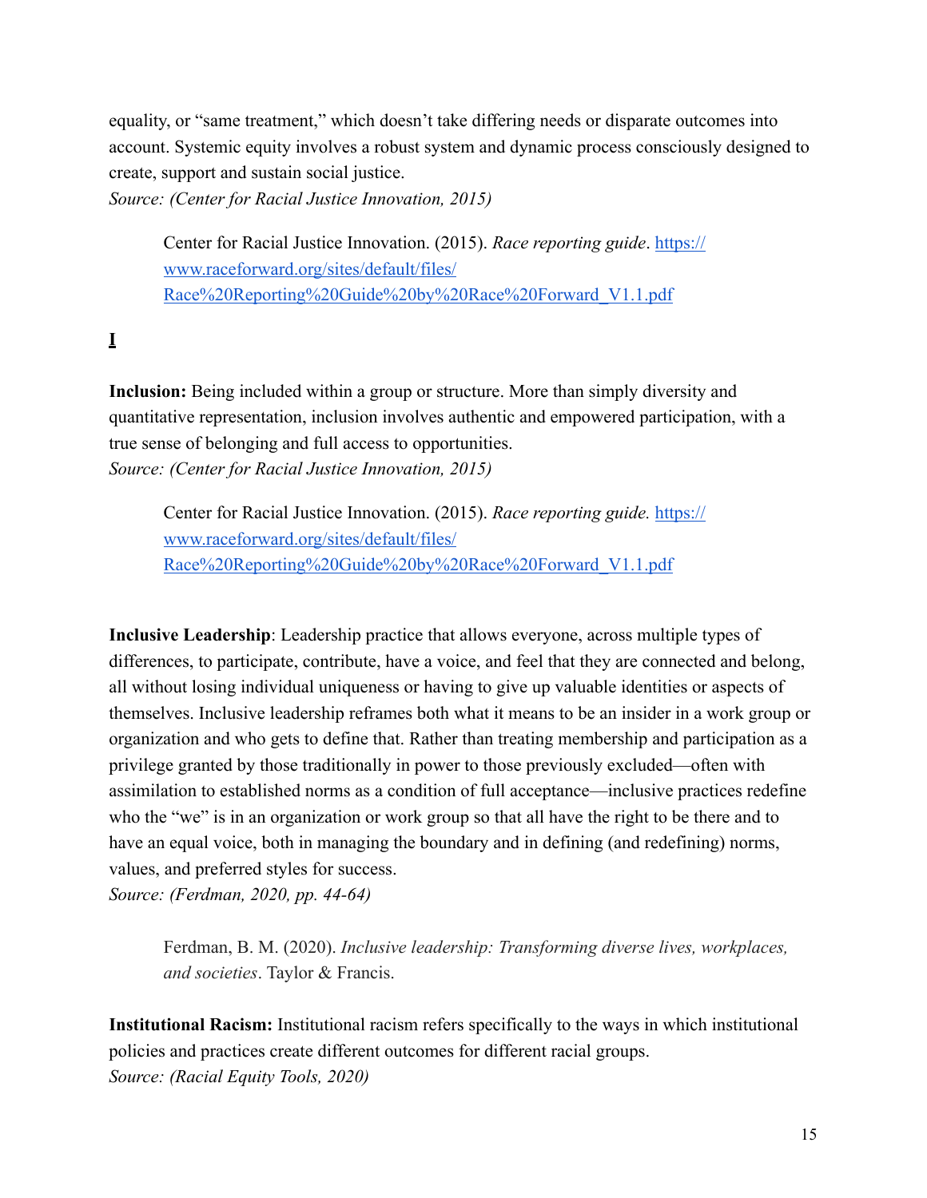equality, or "same treatment," which doesn't take differing needs or disparate outcomes into account. Systemic equity involves a robust system and dynamic process consciously designed to create, support and sustain social justice.
*Source: (Center for Racial Justice Innovation, 2015)*

> Center for Racial Justice Innovation. (2015). *Race reporting guide*. [https://www.raceforward.org/sites/default/files/Race%20Reporting%20Guide%20by%20Race%20Forward_V1.1.pdf](https://www.raceforward.org/sites/default/files/Race%20Reporting%20Guide%20by%20Race%20Forward_V1.1.pdf)

## I

**Inclusion:** Being included within a group or structure. More than simply diversity and quantitative representation, inclusion involves authentic and empowered participation, with a true sense of belonging and full access to opportunities.
*Source: (Center for Racial Justice Innovation, 2015)*

> Center for Racial Justice Innovation. (2015). *Race reporting guide.* [https://www.raceforward.org/sites/default/files/Race%20Reporting%20Guide%20by%20Race%20Forward_V1.1.pdf](https://www.raceforward.org/sites/default/files/Race%20Reporting%20Guide%20by%20Race%20Forward_V1.1.pdf)

**Inclusive Leadership**: Leadership practice that allows everyone, across multiple types of differences, to participate, contribute, have a voice, and feel that they are connected and belong, all without losing individual uniqueness or having to give up valuable identities or aspects of themselves. Inclusive leadership reframes both what it means to be an insider in a work group or organization and who gets to define that. Rather than treating membership and participation as a privilege granted by those traditionally in power to those previously excluded—often with assimilation to established norms as a condition of full acceptance—inclusive practices redefine who the "we" is in an organization or work group so that all have the right to be there and to have an equal voice, both in managing the boundary and in defining (and redefining) norms, values, and preferred styles for success.
*Source: (Ferdman, 2020, pp. 44-64)*

> Ferdman, B. M. (2020). *Inclusive leadership: Transforming diverse lives, workplaces, and societies*. Taylor & Francis.

**Institutional Racism:** Institutional racism refers specifically to the ways in which institutional policies and practices create different outcomes for different racial groups.
*Source: (Racial Equity Tools, 2020)*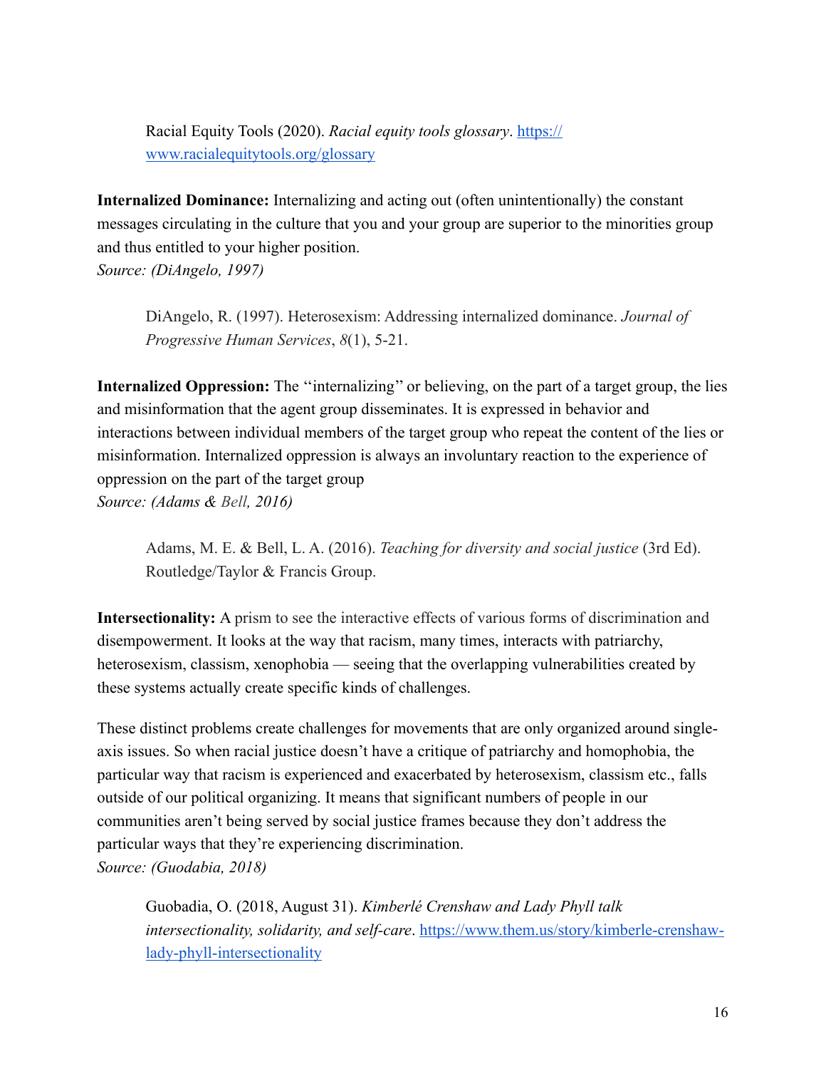> Racial Equity Tools (2020). *Racial equity tools glossary*. [https://www.racialequitytools.org/glossary](https://www.racialequitytools.org/glossary)

**Internalized Dominance:** Internalizing and acting out (often unintentionally) the constant messages circulating in the culture that you and your group are superior to the minorities group and thus entitled to your higher position.
*Source: (DiAngelo, 1997)*

> DiAngelo, R. (1997). Heterosexism: Addressing internalized dominance. *Journal of Progressive Human Services*, *8*(1), 5-21.

**Internalized Oppression:** The ''internalizing'' or believing, on the part of a target group, the lies and misinformation that the agent group disseminates. It is expressed in behavior and interactions between individual members of the target group who repeat the content of the lies or misinformation. Internalized oppression is always an involuntary reaction to the experience of oppression on the part of the target group
*Source: (Adams & Bell, 2016)*

> Adams, M. E. & Bell, L. A. (2016). *Teaching for diversity and social justice* (3rd Ed). Routledge/Taylor & Francis Group.

**Intersectionality:** A prism to see the interactive effects of various forms of discrimination and disempowerment. It looks at the way that racism, many times, interacts with patriarchy, heterosexism, classism, xenophobia — seeing that the overlapping vulnerabilities created by these systems actually create specific kinds of challenges.

These distinct problems create challenges for movements that are only organized around single-axis issues. So when racial justice doesn't have a critique of patriarchy and homophobia, the particular way that racism is experienced and exacerbated by heterosexism, classism etc., falls outside of our political organizing. It means that significant numbers of people in our communities aren't being served by social justice frames because they don't address the particular ways that they're experiencing discrimination.
*Source: (Guodabia, 2018)*

> Guobadia, O. (2018, August 31). *Kimberlé Crenshaw and Lady Phyll talk intersectionality, solidarity, and self-care*. [https://www.them.us/story/kimberle-crenshaw-lady-phyll-intersectionality](https://www.them.us/story/kimberle-crenshaw-lady-phyll-intersectionality)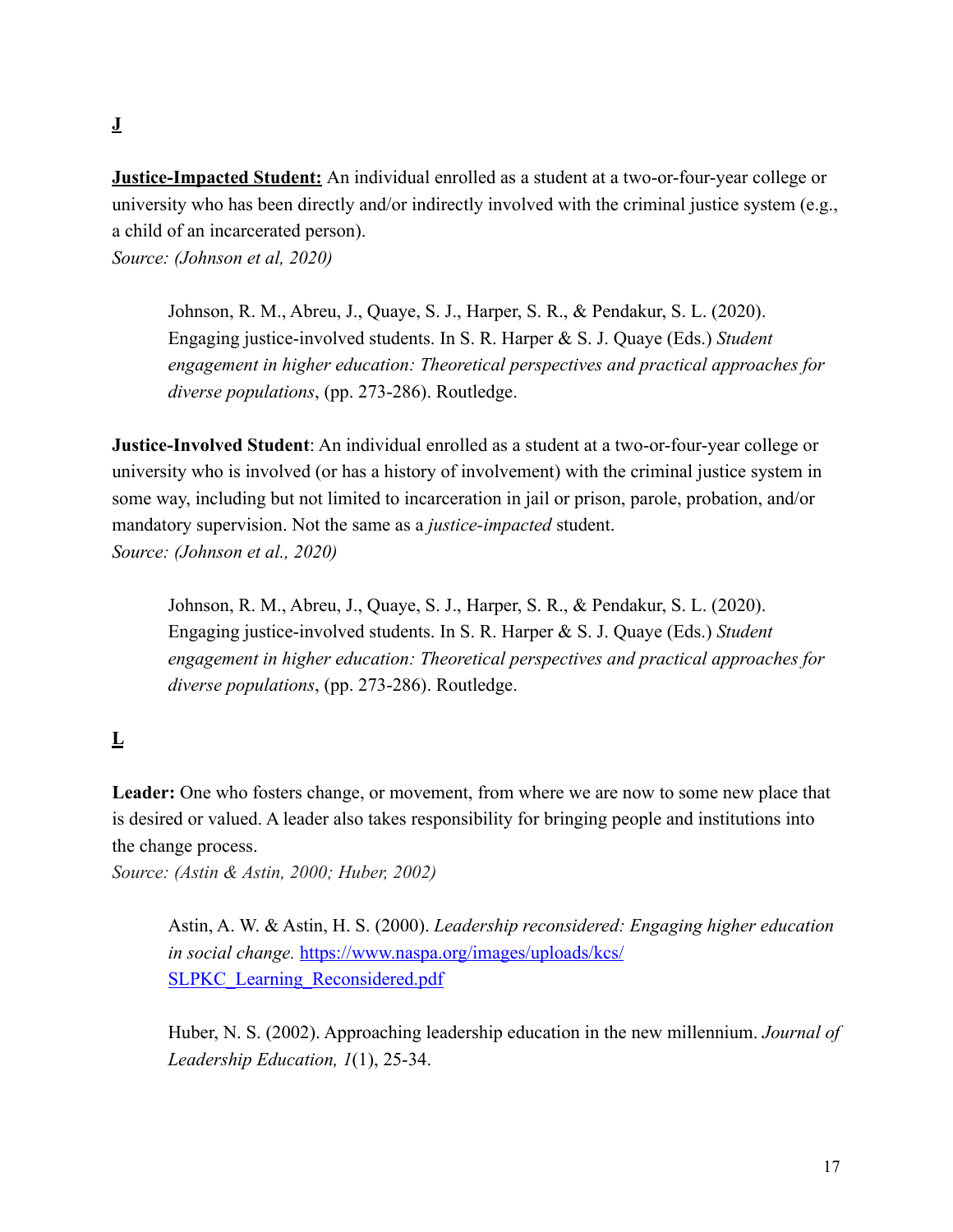**J**

**Justice-Impacted Student:** An individual enrolled as a student at a two-or-four-year college or university who has been directly and/or indirectly involved with the criminal justice system (e.g., a child of an incarcerated person).
*Source: (Johnson et al, 2020)*

> Johnson, R. M., Abreu, J., Quaye, S. J., Harper, S. R., & Pendakur, S. L. (2020). Engaging justice-involved students. In S. R. Harper & S. J. Quaye (Eds.) *Student engagement in higher education: Theoretical perspectives and practical approaches for diverse populations*, (pp. 273-286). Routledge.

**Justice-Involved Student**: An individual enrolled as a student at a two-or-four-year college or university who is involved (or has a history of involvement) with the criminal justice system in some way, including but not limited to incarceration in jail or prison, parole, probation, and/or mandatory supervision. Not the same as a *justice-impacted* student.
*Source: (Johnson et al., 2020)*

> Johnson, R. M., Abreu, J., Quaye, S. J., Harper, S. R., & Pendakur, S. L. (2020). Engaging justice-involved students. In S. R. Harper & S. J. Quaye (Eds.) *Student engagement in higher education: Theoretical perspectives and practical approaches for diverse populations*, (pp. 273-286). Routledge.

**L**

**Leader:** One who fosters change, or movement, from where we are now to some new place that is desired or valued. A leader also takes responsibility for bringing people and institutions into the change process.
*Source: (Astin & Astin, 2000; Huber, 2002)*

> Astin, A. W. & Astin, H. S. (2000). *Leadership reconsidered: Engaging higher education in social change.* https://www.naspa.org/images/uploads/kcs/SLPKC_Learning_Reconsidered.pdf
>
> Huber, N. S. (2002). Approaching leadership education in the new millennium. *Journal of Leadership Education, 1*(1), 25-34.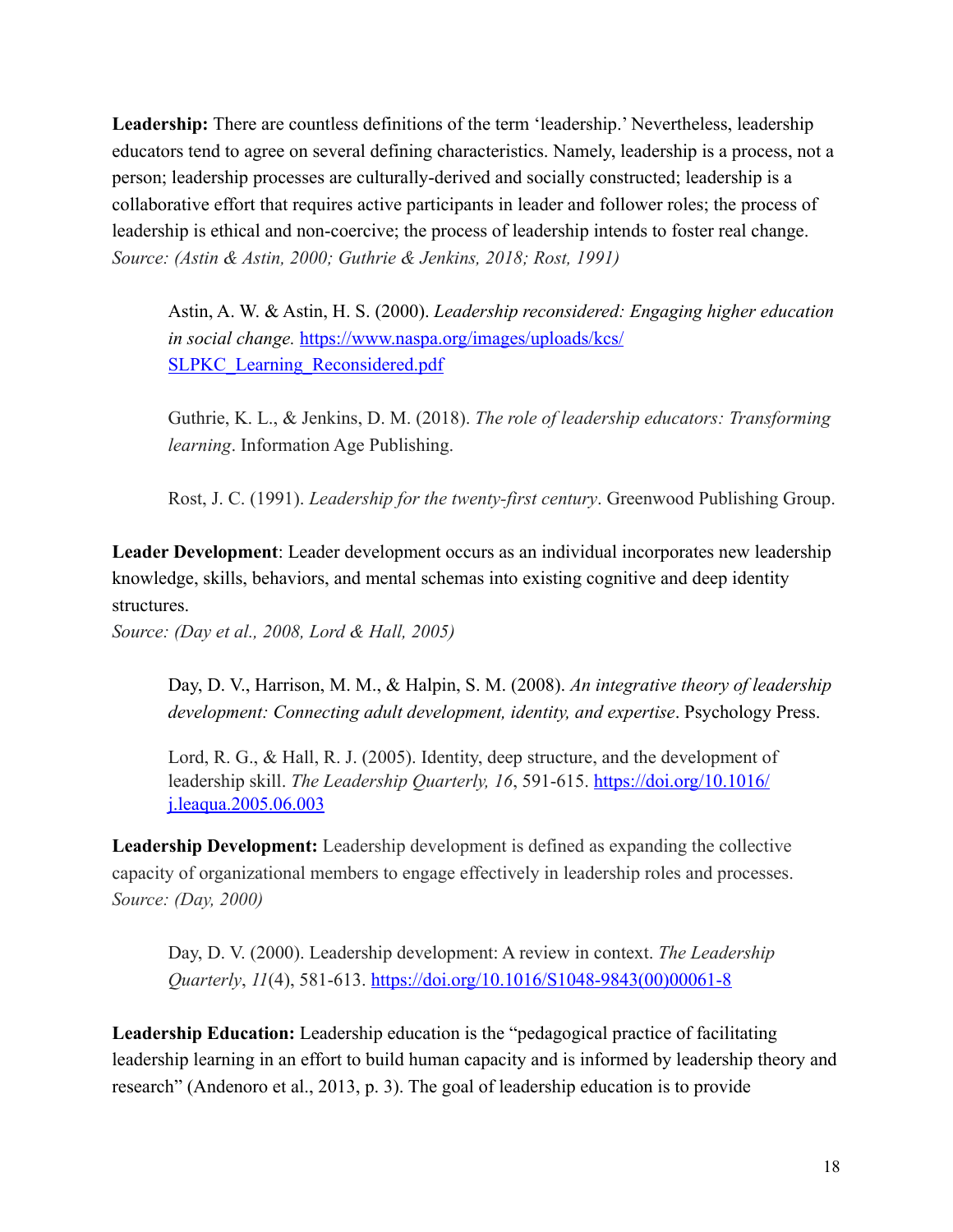**Leadership:** There are countless definitions of the term 'leadership.' Nevertheless, leadership educators tend to agree on several defining characteristics. Namely, leadership is a process, not a person; leadership processes are culturally-derived and socially constructed; leadership is a collaborative effort that requires active participants in leader and follower roles; the process of leadership is ethical and non-coercive; the process of leadership intends to foster real change.
*Source: (Astin & Astin, 2000; Guthrie & Jenkins, 2018; Rost, 1991)*

> Astin, A. W. & Astin, H. S. (2000). *Leadership reconsidered: Engaging higher education in social change.* https://www.naspa.org/images/uploads/kcs/SLPKC_Learning_Reconsidered.pdf
>
> Guthrie, K. L., & Jenkins, D. M. (2018). *The role of leadership educators: Transforming learning*. Information Age Publishing.
>
> Rost, J. C. (1991). *Leadership for the twenty-first century*. Greenwood Publishing Group.

**Leader Development**: Leader development occurs as an individual incorporates new leadership knowledge, skills, behaviors, and mental schemas into existing cognitive and deep identity structures.
*Source: (Day et al., 2008, Lord & Hall, 2005)*

> Day, D. V., Harrison, M. M., & Halpin, S. M. (2008). *An integrative theory of leadership development: Connecting adult development, identity, and expertise*. Psychology Press.
>
> Lord, R. G., & Hall, R. J. (2005). Identity, deep structure, and the development of leadership skill. *The Leadership Quarterly, 16*, 591-615. https://doi.org/10.1016/j.leaqua.2005.06.003

**Leadership Development:** Leadership development is defined as expanding the collective capacity of organizational members to engage effectively in leadership roles and processes.
*Source: (Day, 2000)*

> Day, D. V. (2000). Leadership development: A review in context. *The Leadership Quarterly*, *11*(4), 581-613. https://doi.org/10.1016/S1048-9843(00)00061-8

**Leadership Education:** Leadership education is the "pedagogical practice of facilitating leadership learning in an effort to build human capacity and is informed by leadership theory and research" (Andenoro et al., 2013, p. 3). The goal of leadership education is to provide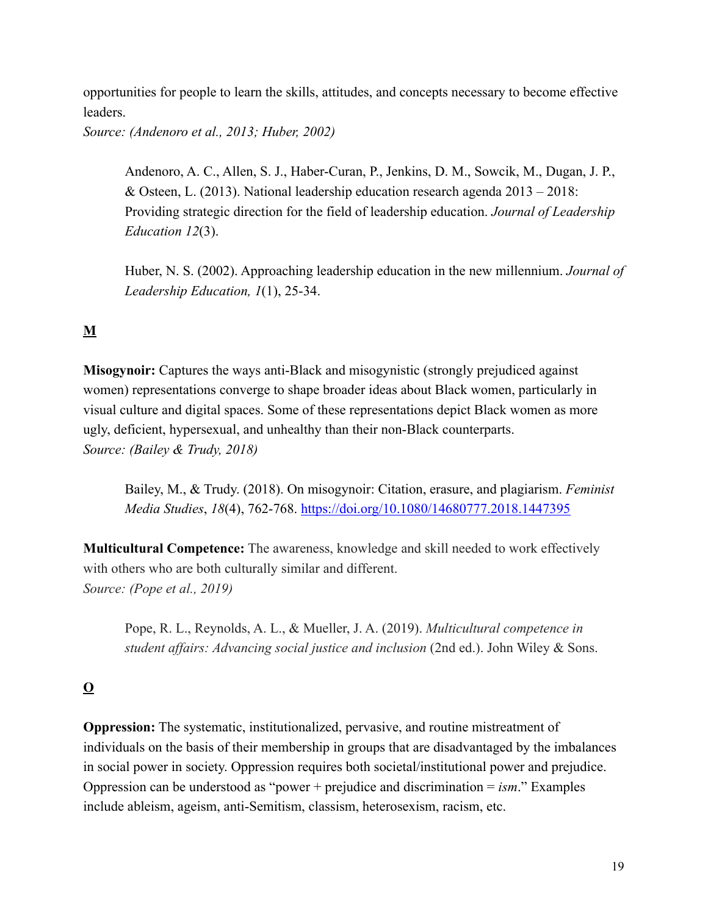opportunities for people to learn the skills, attitudes, and concepts necessary to become effective leaders.
*Source: (Andenoro et al., 2013; Huber, 2002)*

> Andenoro, A. C., Allen, S. J., Haber-Curan, P., Jenkins, D. M., Sowcik, M., Dugan, J. P., & Osteen, L. (2013). National leadership education research agenda 2013 – 2018: Providing strategic direction for the field of leadership education. *Journal of Leadership Education 12*(3).
>
> Huber, N. S. (2002). Approaching leadership education in the new millennium. *Journal of Leadership Education, 1*(1), 25-34.

## M

**Misogynoir:** Captures the ways anti-Black and misogynistic (strongly prejudiced against women) representations converge to shape broader ideas about Black women, particularly in visual culture and digital spaces. Some of these representations depict Black women as more ugly, deficient, hypersexual, and unhealthy than their non-Black counterparts.
*Source: (Bailey & Trudy, 2018)*

> Bailey, M., & Trudy. (2018). On misogynoir: Citation, erasure, and plagiarism. *Feminist Media Studies*, *18*(4), 762-768. https://doi.org/10.1080/14680777.2018.1447395

**Multicultural Competence:** The awareness, knowledge and skill needed to work effectively with others who are both culturally similar and different.
*Source: (Pope et al., 2019)*

> Pope, R. L., Reynolds, A. L., & Mueller, J. A. (2019). *Multicultural competence in student affairs: Advancing social justice and inclusion* (2nd ed.). John Wiley & Sons.

## O

**Oppression:** The systematic, institutionalized, pervasive, and routine mistreatment of individuals on the basis of their membership in groups that are disadvantaged by the imbalances in social power in society. Oppression requires both societal/institutional power and prejudice. Oppression can be understood as "power + prejudice and discrimination = *ism*." Examples include ableism, ageism, anti-Semitism, classism, heterosexism, racism, etc.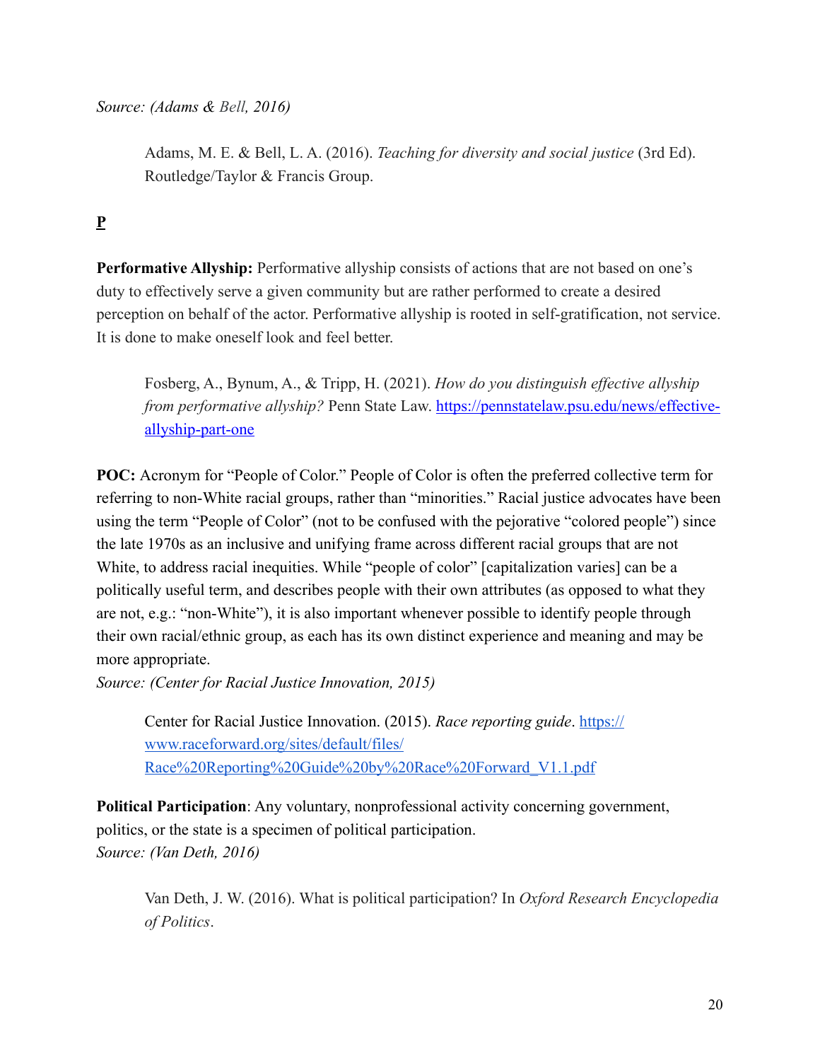*Source: (Adams & Bell, 2016)*

> Adams, M. E. & Bell, L. A. (2016). *Teaching for diversity and social justice* (3rd Ed). Routledge/Taylor & Francis Group.

## P

**Performative Allyship:** Performative allyship consists of actions that are not based on one's duty to effectively serve a given community but are rather performed to create a desired perception on behalf of the actor. Performative allyship is rooted in self-gratification, not service. It is done to make oneself look and feel better.

> Fosberg, A., Bynum, A., & Tripp, H. (2021). *How do you distinguish effective allyship from performative allyship?* Penn State Law. [https://pennstatelaw.psu.edu/news/effective-allyship-part-one](https://pennstatelaw.psu.edu/news/effective-allyship-part-one)

**POC:** Acronym for "People of Color." People of Color is often the preferred collective term for referring to non-White racial groups, rather than "minorities." Racial justice advocates have been using the term "People of Color" (not to be confused with the pejorative "colored people") since the late 1970s as an inclusive and unifying frame across different racial groups that are not White, to address racial inequities. While "people of color" [capitalization varies] can be a politically useful term, and describes people with their own attributes (as opposed to what they are not, e.g.: "non-White"), it is also important whenever possible to identify people through their own racial/ethnic group, as each has its own distinct experience and meaning and may be more appropriate.
*Source: (Center for Racial Justice Innovation, 2015)*

> Center for Racial Justice Innovation. (2015). *Race reporting guide*. [https://www.raceforward.org/sites/default/files/Race%20Reporting%20Guide%20by%20Race%20Forward_V1.1.pdf](https://www.raceforward.org/sites/default/files/Race%20Reporting%20Guide%20by%20Race%20Forward_V1.1.pdf)

**Political Participation**: Any voluntary, nonprofessional activity concerning government, politics, or the state is a specimen of political participation.
*Source: (Van Deth, 2016)*

> Van Deth, J. W. (2016). What is political participation? In *Oxford Research Encyclopedia of Politics*.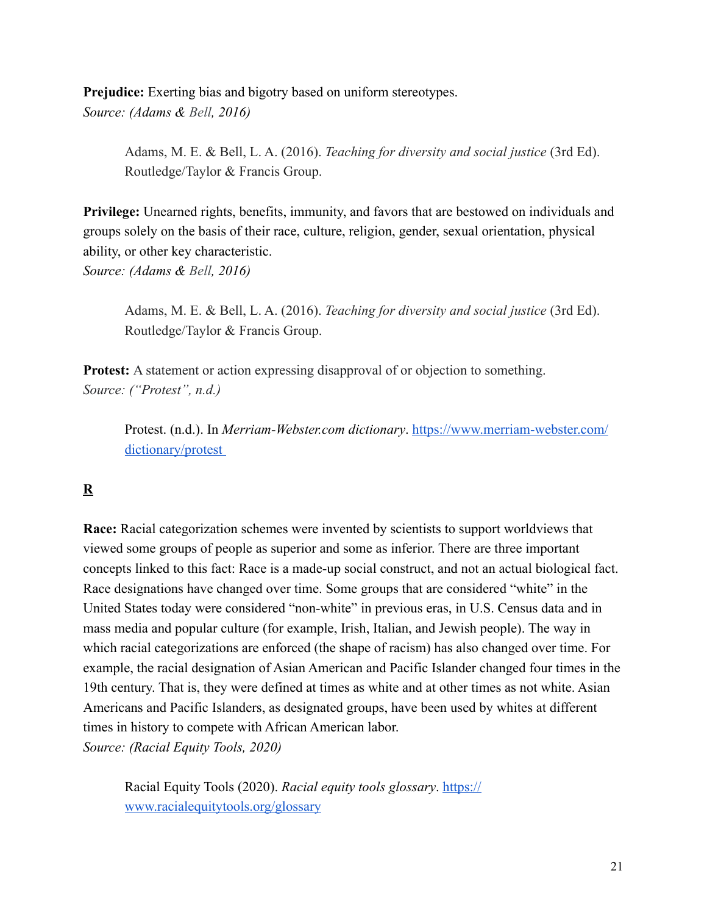**Prejudice:** Exerting bias and bigotry based on uniform stereotypes.
*Source: (Adams & Bell, 2016)*

> Adams, M. E. & Bell, L. A. (2016). *Teaching for diversity and social justice* (3rd Ed). Routledge/Taylor & Francis Group.

**Privilege:** Unearned rights, benefits, immunity, and favors that are bestowed on individuals and groups solely on the basis of their race, culture, religion, gender, sexual orientation, physical ability, or other key characteristic.
*Source: (Adams & Bell, 2016)*

> Adams, M. E. & Bell, L. A. (2016). *Teaching for diversity and social justice* (3rd Ed). Routledge/Taylor & Francis Group.

**Protest:** A statement or action expressing disapproval of or objection to something.
*Source: ("Protest", n.d.)*

> Protest. (n.d.). In *Merriam-Webster.com dictionary*. [https://www.merriam-webster.com/dictionary/protest](https://www.merriam-webster.com/dictionary/protest)

## R

**Race:** Racial categorization schemes were invented by scientists to support worldviews that viewed some groups of people as superior and some as inferior. There are three important concepts linked to this fact: Race is a made-up social construct, and not an actual biological fact. Race designations have changed over time. Some groups that are considered "white" in the United States today were considered "non-white" in previous eras, in U.S. Census data and in mass media and popular culture (for example, Irish, Italian, and Jewish people). The way in which racial categorizations are enforced (the shape of racism) has also changed over time. For example, the racial designation of Asian American and Pacific Islander changed four times in the 19th century. That is, they were defined at times as white and at other times as not white. Asian Americans and Pacific Islanders, as designated groups, have been used by whites at different times in history to compete with African American labor.
*Source: (Racial Equity Tools, 2020)*

> Racial Equity Tools (2020). *Racial equity tools glossary*. [https://www.racialequitytools.org/glossary](https://www.racialequitytools.org/glossary)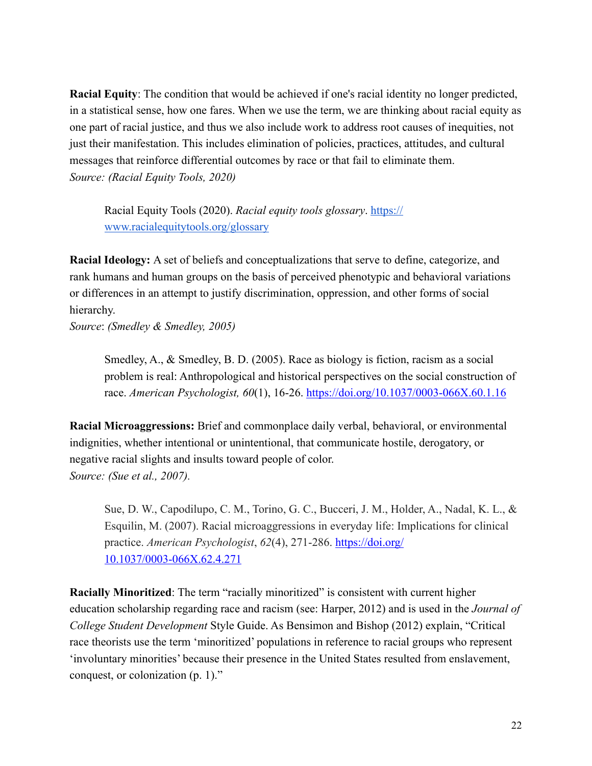**Racial Equity**: The condition that would be achieved if one's racial identity no longer predicted, in a statistical sense, how one fares. When we use the term, we are thinking about racial equity as one part of racial justice, and thus we also include work to address root causes of inequities, not just their manifestation. This includes elimination of policies, practices, attitudes, and cultural messages that reinforce differential outcomes by race or that fail to eliminate them.
*Source: (Racial Equity Tools, 2020)*

> Racial Equity Tools (2020). *Racial equity tools glossary*. [https://www.racialequitytools.org/glossary](https://www.racialequitytools.org/glossary)

**Racial Ideology:** A set of beliefs and conceptualizations that serve to define, categorize, and rank humans and human groups on the basis of perceived phenotypic and behavioral variations or differences in an attempt to justify discrimination, oppression, and other forms of social hierarchy.
*Source*: *(Smedley & Smedley, 2005)*

> Smedley, A., & Smedley, B. D. (2005). Race as biology is fiction, racism as a social problem is real: Anthropological and historical perspectives on the social construction of race. *American Psychologist, 60*(1), 16-26. [https://doi.org/10.1037/0003-066X.60.1.16](https://doi.org/10.1037/0003-066X.60.1.16)

**Racial Microaggressions:** Brief and commonplace daily verbal, behavioral, or environmental indignities, whether intentional or unintentional, that communicate hostile, derogatory, or negative racial slights and insults toward people of color.
*Source: (Sue et al., 2007).*

> Sue, D. W., Capodilupo, C. M., Torino, G. C., Bucceri, J. M., Holder, A., Nadal, K. L., & Esquilin, M. (2007). Racial microaggressions in everyday life: Implications for clinical practice. *American Psychologist*, *62*(4), 271-286. [https://doi.org/10.1037/0003-066X.62.4.271](https://doi.org/10.1037/0003-066X.62.4.271)

**Racially Minoritized**: The term "racially minoritized" is consistent with current higher education scholarship regarding race and racism (see: Harper, 2012) and is used in the *Journal of College Student Development* Style Guide. As Bensimon and Bishop (2012) explain, "Critical race theorists use the term 'minoritized' populations in reference to racial groups who represent 'involuntary minorities' because their presence in the United States resulted from enslavement, conquest, or colonization (p. 1)."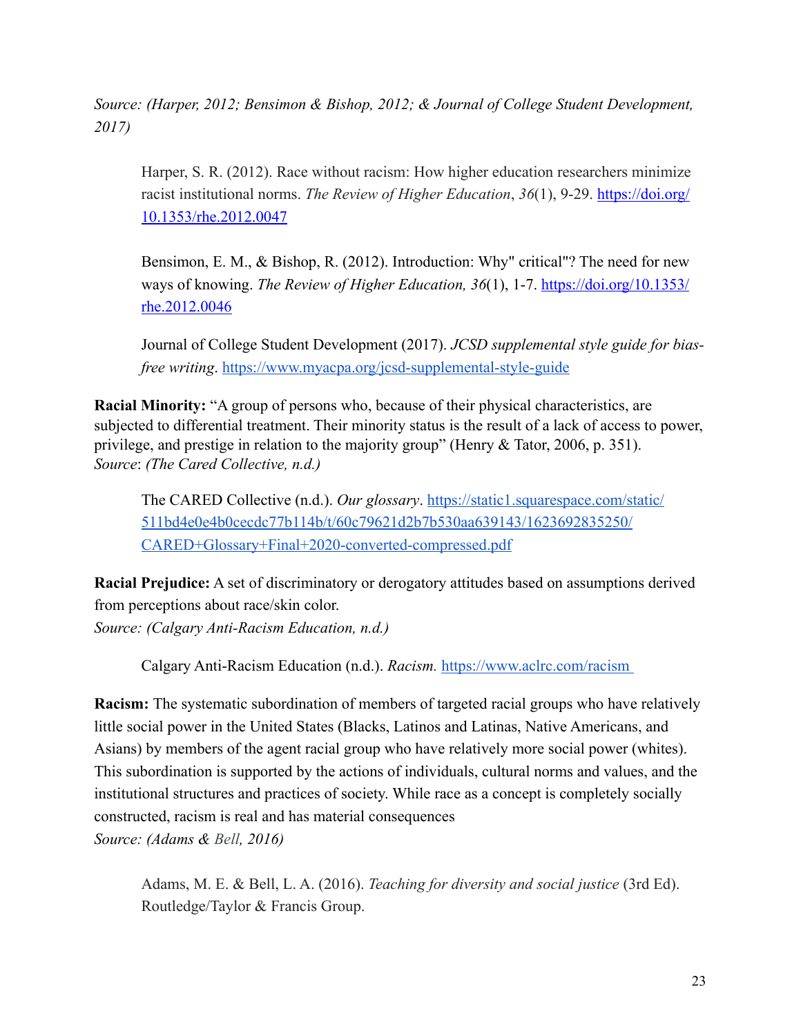*Source: (Harper, 2012; Bensimon & Bishop, 2012; & Journal of College Student Development, 2017)*

> Harper, S. R. (2012). Race without racism: How higher education researchers minimize racist institutional norms. *The Review of Higher Education*, *36*(1), 9-29. https://doi.org/10.1353/rhe.2012.0047
>
> Bensimon, E. M., & Bishop, R. (2012). Introduction: Why" critical"? The need for new ways of knowing. *The Review of Higher Education, 36*(1), 1-7. https://doi.org/10.1353/rhe.2012.0046
>
> Journal of College Student Development (2017). *JCSD supplemental style guide for bias-free writing*. https://www.myacpa.org/jcsd-supplemental-style-guide

**Racial Minority:** "A group of persons who, because of their physical characteristics, are subjected to differential treatment. Their minority status is the result of a lack of access to power, privilege, and prestige in relation to the majority group" (Henry & Tator, 2006, p. 351).
*Source*: *(The Cared Collective, n.d.)*

> The CARED Collective (n.d.). *Our glossary*. https://static1.squarespace.com/static/511bd4e0e4b0cecdc77b114b/t/60c79621d2b7b530aa639143/1623692835250/CARED+Glossary+Final+2020-converted-compressed.pdf

**Racial Prejudice:** A set of discriminatory or derogatory attitudes based on assumptions derived from perceptions about race/skin color.
*Source: (Calgary Anti-Racism Education, n.d.)*

> Calgary Anti-Racism Education (n.d.). *Racism.* https://www.aclrc.com/racism

**Racism:** The systematic subordination of members of targeted racial groups who have relatively little social power in the United States (Blacks, Latinos and Latinas, Native Americans, and Asians) by members of the agent racial group who have relatively more social power (whites). This subordination is supported by the actions of individuals, cultural norms and values, and the institutional structures and practices of society. While race as a concept is completely socially constructed, racism is real and has material consequences
*Source: (Adams & Bell, 2016)*

> Adams, M. E. & Bell, L. A. (2016). *Teaching for diversity and social justice* (3rd Ed). Routledge/Taylor & Francis Group.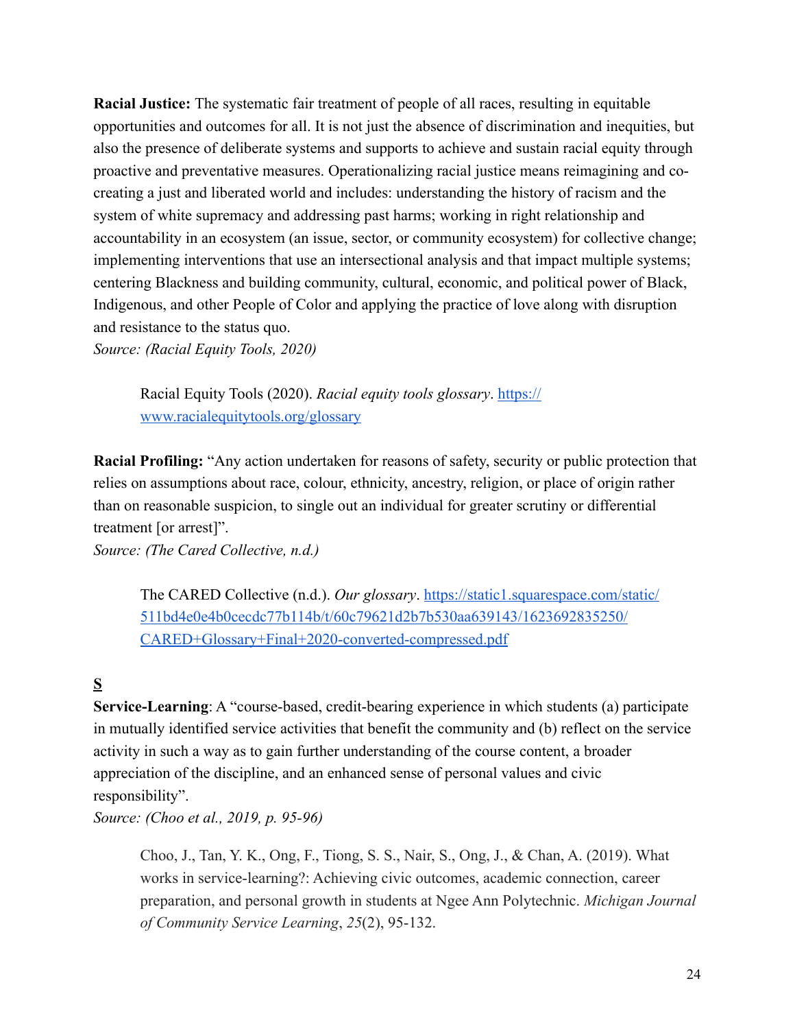**Racial Justice:** The systematic fair treatment of people of all races, resulting in equitable opportunities and outcomes for all. It is not just the absence of discrimination and inequities, but also the presence of deliberate systems and supports to achieve and sustain racial equity through proactive and preventative measures. Operationalizing racial justice means reimagining and co-creating a just and liberated world and includes: understanding the history of racism and the system of white supremacy and addressing past harms; working in right relationship and accountability in an ecosystem (an issue, sector, or community ecosystem) for collective change; implementing interventions that use an intersectional analysis and that impact multiple systems; centering Blackness and building community, cultural, economic, and political power of Black, Indigenous, and other People of Color and applying the practice of love along with disruption and resistance to the status quo.
*Source: (Racial Equity Tools, 2020)*

> Racial Equity Tools (2020). *Racial equity tools glossary*. [https://www.racialequitytools.org/glossary](https://www.racialequitytools.org/glossary)

**Racial Profiling:** "Any action undertaken for reasons of safety, security or public protection that relies on assumptions about race, colour, ethnicity, ancestry, religion, or place of origin rather than on reasonable suspicion, to single out an individual for greater scrutiny or differential treatment [or arrest]".
*Source: (The Cared Collective, n.d.)*

> The CARED Collective (n.d.). *Our glossary*. [https://static1.squarespace.com/static/511bd4e0e4b0cecdc77b114b/t/60c79621d2b7b530aa639143/1623692835250/CARED+Glossary+Final+2020-converted-compressed.pdf](https://static1.squarespace.com/static/511bd4e0e4b0cecdc77b114b/t/60c79621d2b7b530aa639143/1623692835250/CARED+Glossary+Final+2020-converted-compressed.pdf)

## S

**Service-Learning**: A "course-based, credit-bearing experience in which students (a) participate in mutually identified service activities that benefit the community and (b) reflect on the service activity in such a way as to gain further understanding of the course content, a broader appreciation of the discipline, and an enhanced sense of personal values and civic responsibility".
*Source: (Choo et al., 2019, p. 95-96)*

> Choo, J., Tan, Y. K., Ong, F., Tiong, S. S., Nair, S., Ong, J., & Chan, A. (2019). What works in service-learning?: Achieving civic outcomes, academic connection, career preparation, and personal growth in students at Ngee Ann Polytechnic. *Michigan Journal of Community Service Learning*, *25*(2), 95-132.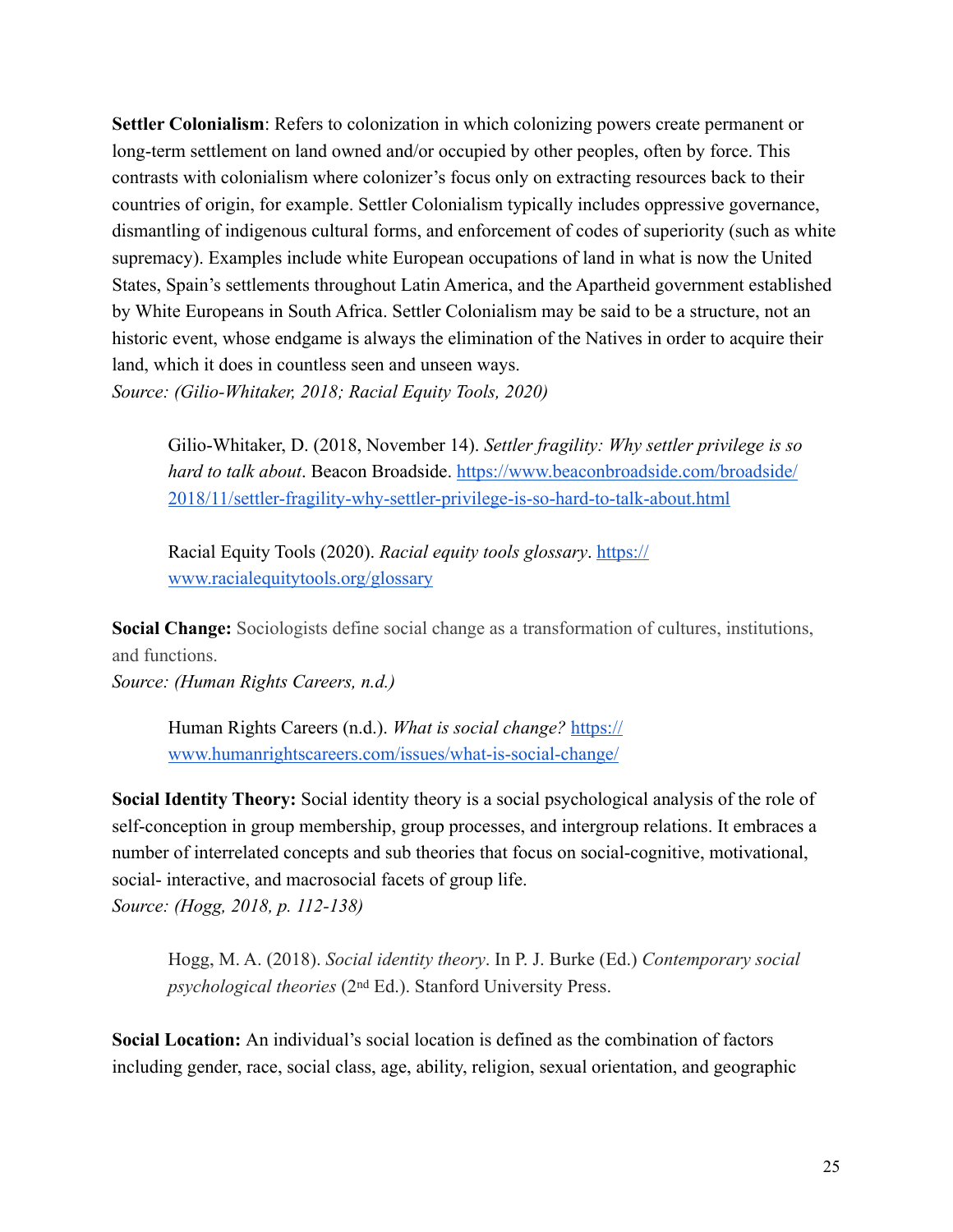**Settler Colonialism**: Refers to colonization in which colonizing powers create permanent or long-term settlement on land owned and/or occupied by other peoples, often by force. This contrasts with colonialism where colonizer's focus only on extracting resources back to their countries of origin, for example. Settler Colonialism typically includes oppressive governance, dismantling of indigenous cultural forms, and enforcement of codes of superiority (such as white supremacy). Examples include white European occupations of land in what is now the United States, Spain's settlements throughout Latin America, and the Apartheid government established by White Europeans in South Africa. Settler Colonialism may be said to be a structure, not an historic event, whose endgame is always the elimination of the Natives in order to acquire their land, which it does in countless seen and unseen ways.
*Source: (Gilio-Whitaker, 2018; Racial Equity Tools, 2020)*

> Gilio-Whitaker, D. (2018, November 14). *Settler fragility: Why settler privilege is so hard to talk about*. Beacon Broadside. https://www.beaconbroadside.com/broadside/2018/11/settler-fragility-why-settler-privilege-is-so-hard-to-talk-about.html
>
> Racial Equity Tools (2020). *Racial equity tools glossary*. https://www.racialequitytools.org/glossary

**Social Change:** Sociologists define social change as a transformation of cultures, institutions, and functions.
*Source: (Human Rights Careers, n.d.)*

> Human Rights Careers (n.d.). *What is social change?* https://www.humanrightscareers.com/issues/what-is-social-change/

**Social Identity Theory:** Social identity theory is a social psychological analysis of the role of self-conception in group membership, group processes, and intergroup relations. It embraces a number of interrelated concepts and sub theories that focus on social-cognitive, motivational, social- interactive, and macrosocial facets of group life.
*Source: (Hogg, 2018, p. 112-138)*

> Hogg, M. A. (2018). *Social identity theory*. In P. J. Burke (Ed.) *Contemporary social psychological theories* (2nd Ed.). Stanford University Press.

**Social Location:** An individual's social location is defined as the combination of factors including gender, race, social class, age, ability, religion, sexual orientation, and geographic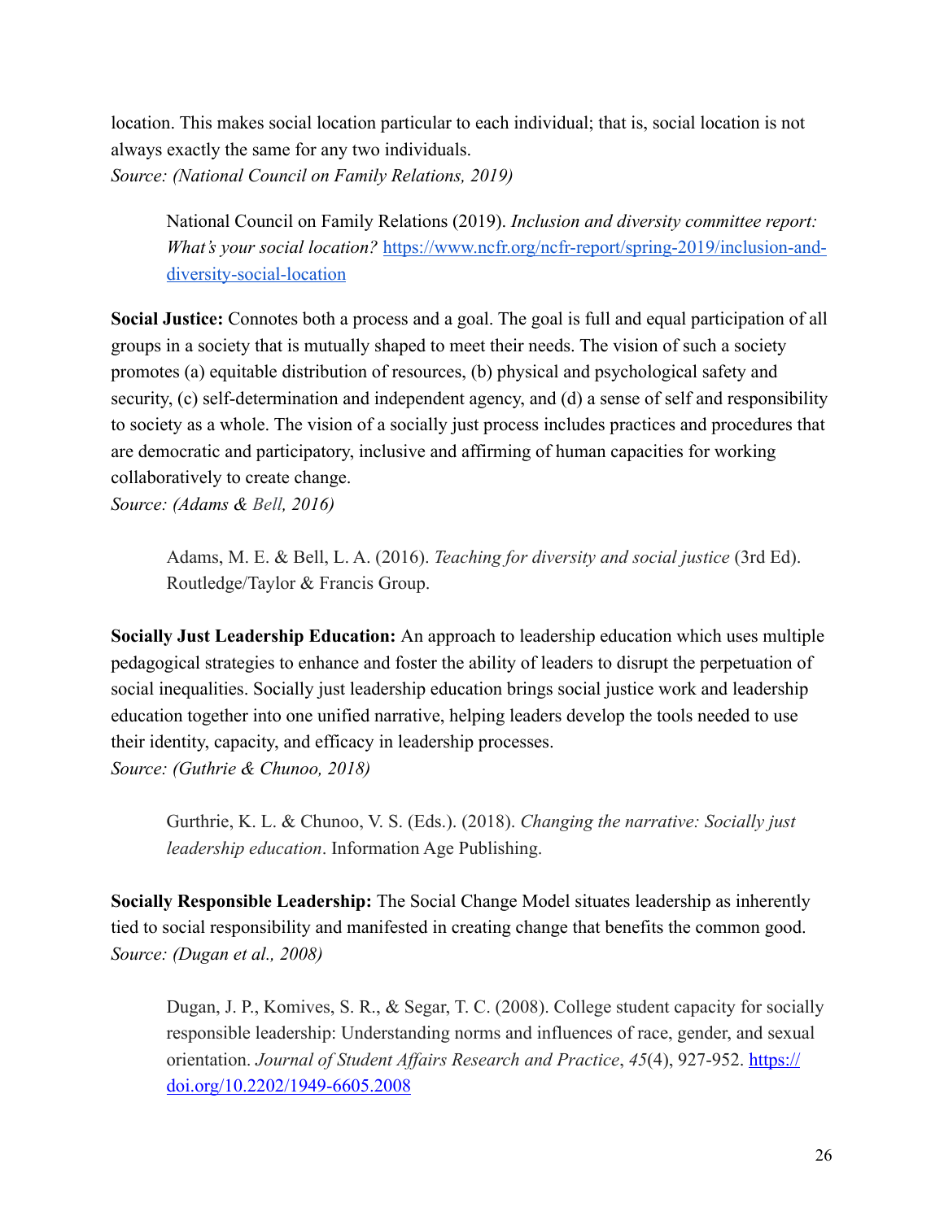location. This makes social location particular to each individual; that is, social location is not always exactly the same for any two individuals.
*Source: (National Council on Family Relations, 2019)*

> National Council on Family Relations (2019). *Inclusion and diversity committee report: What's your social location?* [https://www.ncfr.org/ncfr-report/spring-2019/inclusion-and-diversity-social-location](https://www.ncfr.org/ncfr-report/spring-2019/inclusion-and-diversity-social-location)

**Social Justice:** Connotes both a process and a goal. The goal is full and equal participation of all groups in a society that is mutually shaped to meet their needs. The vision of such a society promotes (a) equitable distribution of resources, (b) physical and psychological safety and security, (c) self-determination and independent agency, and (d) a sense of self and responsibility to society as a whole. The vision of a socially just process includes practices and procedures that are democratic and participatory, inclusive and affirming of human capacities for working collaboratively to create change.
*Source: (Adams & Bell, 2016)*

> Adams, M. E. & Bell, L. A. (2016). *Teaching for diversity and social justice* (3rd Ed). Routledge/Taylor & Francis Group.

**Socially Just Leadership Education:** An approach to leadership education which uses multiple pedagogical strategies to enhance and foster the ability of leaders to disrupt the perpetuation of social inequalities. Socially just leadership education brings social justice work and leadership education together into one unified narrative, helping leaders develop the tools needed to use their identity, capacity, and efficacy in leadership processes.
*Source: (Guthrie & Chunoo, 2018)*

> Gurthrie, K. L. & Chunoo, V. S. (Eds.). (2018). *Changing the narrative: Socially just leadership education*. Information Age Publishing.

**Socially Responsible Leadership:** The Social Change Model situates leadership as inherently tied to social responsibility and manifested in creating change that benefits the common good.
*Source: (Dugan et al., 2008)*

> Dugan, J. P., Komives, S. R., & Segar, T. C. (2008). College student capacity for socially responsible leadership: Understanding norms and influences of race, gender, and sexual orientation. *Journal of Student Affairs Research and Practice*, *45*(4), 927-952. [https://doi.org/10.2202/1949-6605.2008](https://doi.org/10.2202/1949-6605.2008)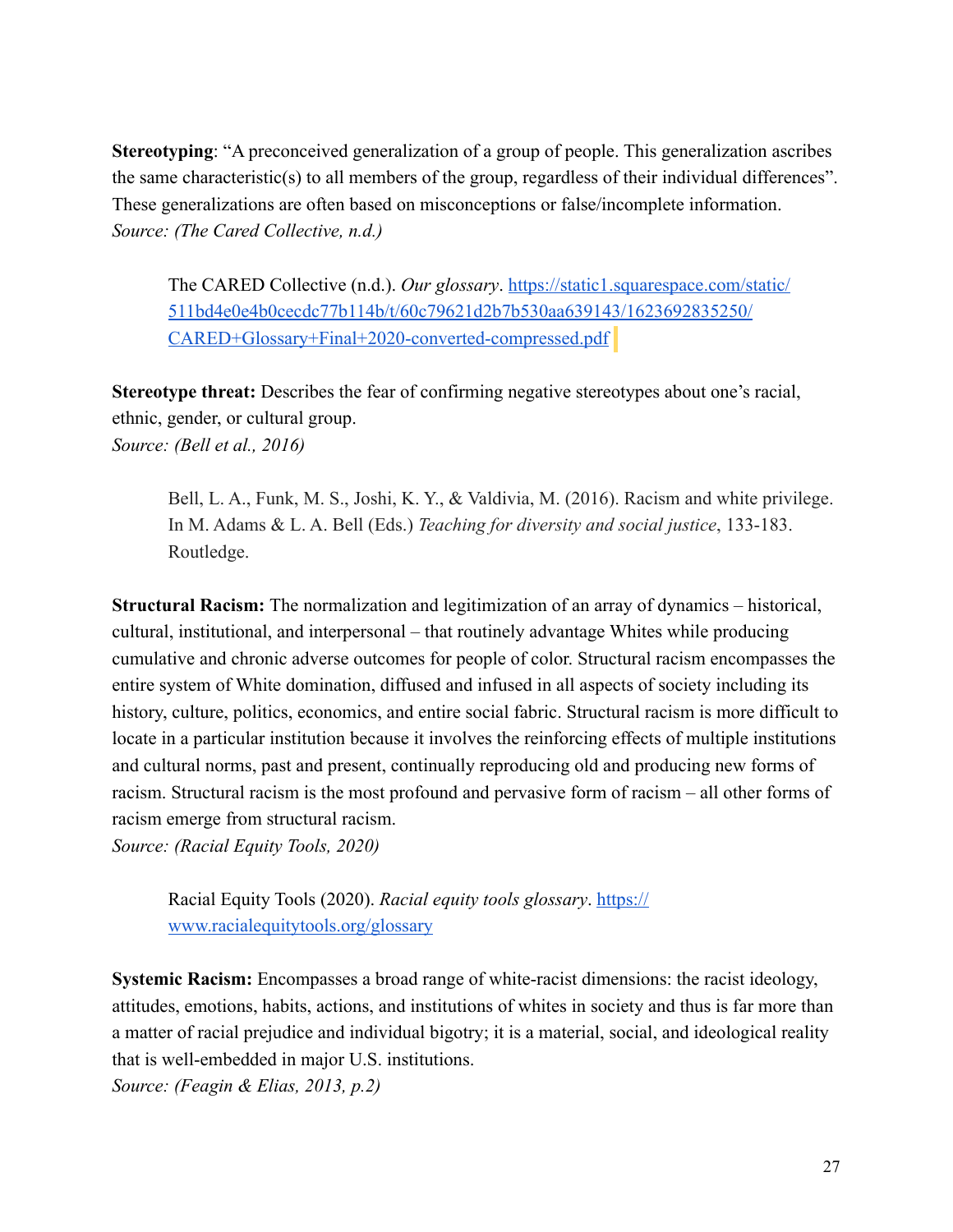**Stereotyping**: "A preconceived generalization of a group of people. This generalization ascribes the same characteristic(s) to all members of the group, regardless of their individual differences". These generalizations are often based on misconceptions or false/incomplete information.
*Source: (The Cared Collective, n.d.)*

> The CARED Collective (n.d.). *Our glossary*. https://static1.squarespace.com/static/511bd4e0e4b0cecdc77b114b/t/60c79621d2b7b530aa639143/1623692835250/CARED+Glossary+Final+2020-converted-compressed.pdf

**Stereotype threat:** Describes the fear of confirming negative stereotypes about one's racial, ethnic, gender, or cultural group.
*Source: (Bell et al., 2016)*

> Bell, L. A., Funk, M. S., Joshi, K. Y., & Valdivia, M. (2016). Racism and white privilege. In M. Adams & L. A. Bell (Eds.) *Teaching for diversity and social justice*, 133-183. Routledge.

**Structural Racism:** The normalization and legitimization of an array of dynamics – historical, cultural, institutional, and interpersonal – that routinely advantage Whites while producing cumulative and chronic adverse outcomes for people of color. Structural racism encompasses the entire system of White domination, diffused and infused in all aspects of society including its history, culture, politics, economics, and entire social fabric. Structural racism is more difficult to locate in a particular institution because it involves the reinforcing effects of multiple institutions and cultural norms, past and present, continually reproducing old and producing new forms of racism. Structural racism is the most profound and pervasive form of racism – all other forms of racism emerge from structural racism.
*Source: (Racial Equity Tools, 2020)*

> Racial Equity Tools (2020). *Racial equity tools glossary*. https://www.racialequitytools.org/glossary

**Systemic Racism:** Encompasses a broad range of white-racist dimensions: the racist ideology, attitudes, emotions, habits, actions, and institutions of whites in society and thus is far more than a matter of racial prejudice and individual bigotry; it is a material, social, and ideological reality that is well-embedded in major U.S. institutions.
*Source: (Feagin & Elias, 2013, p.2)*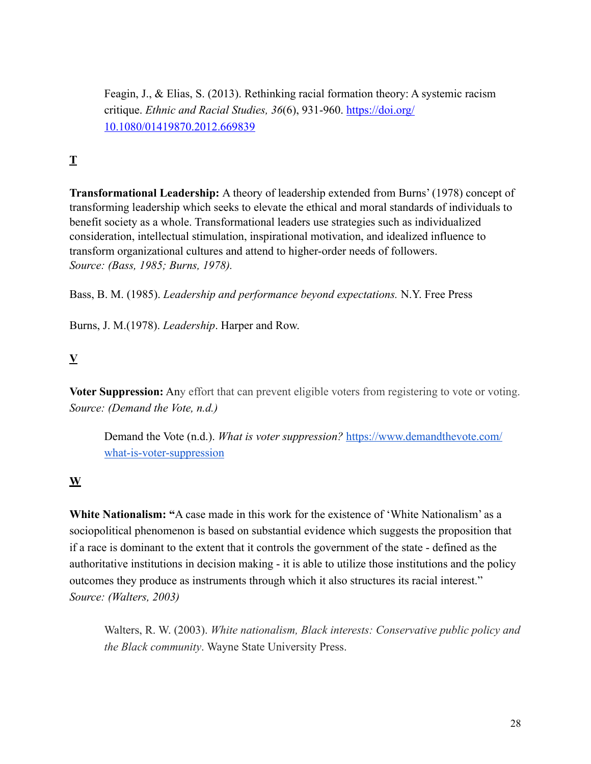Feagin, J., & Elias, S. (2013). Rethinking racial formation theory: A systemic racism critique. *Ethnic and Racial Studies, 36*(6), 931-960. https://doi.org/10.1080/01419870.2012.669839

## T

**Transformational Leadership:** A theory of leadership extended from Burns' (1978) concept of transforming leadership which seeks to elevate the ethical and moral standards of individuals to benefit society as a whole. Transformational leaders use strategies such as individualized consideration, intellectual stimulation, inspirational motivation, and idealized influence to transform organizational cultures and attend to higher-order needs of followers.
*Source: (Bass, 1985; Burns, 1978).*

Bass, B. M. (1985). *Leadership and performance beyond expectations.* N.Y. Free Press

Burns, J. M.(1978). *Leadership*. Harper and Row.

## V

**Voter Suppression:** Any effort that can prevent eligible voters from registering to vote or voting.
*Source: (Demand the Vote, n.d.)*

Demand the Vote (n.d.). *What is voter suppression?* https://www.demandthevote.com/what-is-voter-suppression

## W

**White Nationalism:** "A case made in this work for the existence of 'White Nationalism' as a sociopolitical phenomenon is based on substantial evidence which suggests the proposition that if a race is dominant to the extent that it controls the government of the state - defined as the authoritative institutions in decision making - it is able to utilize those institutions and the policy outcomes they produce as instruments through which it also structures its racial interest."
*Source: (Walters, 2003)*

Walters, R. W. (2003). *White nationalism, Black interests: Conservative public policy and the Black community*. Wayne State University Press.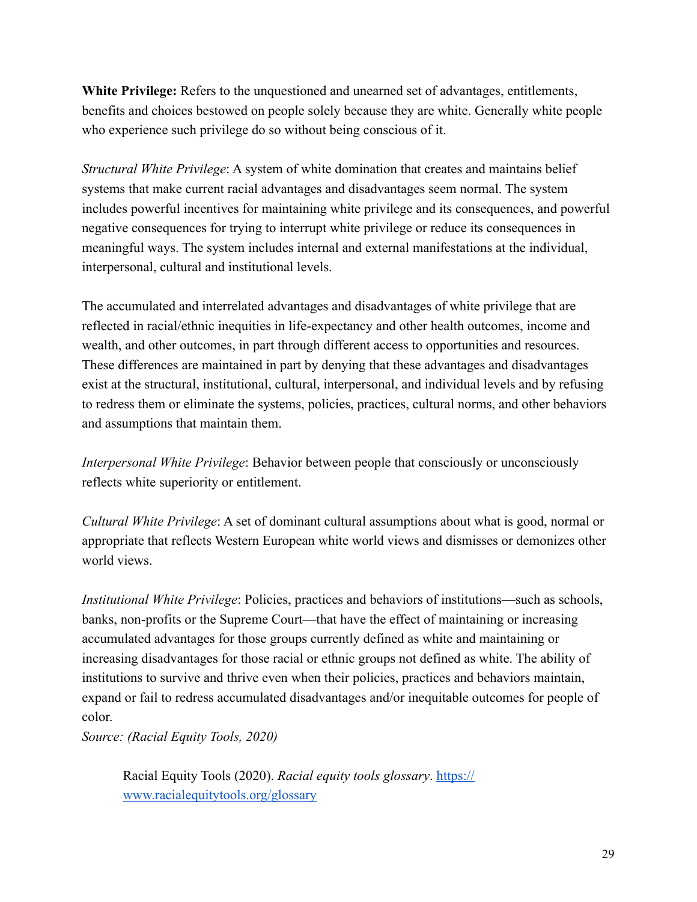**White Privilege:** Refers to the unquestioned and unearned set of advantages, entitlements, benefits and choices bestowed on people solely because they are white. Generally white people who experience such privilege do so without being conscious of it.

*Structural White Privilege*: A system of white domination that creates and maintains belief systems that make current racial advantages and disadvantages seem normal. The system includes powerful incentives for maintaining white privilege and its consequences, and powerful negative consequences for trying to interrupt white privilege or reduce its consequences in meaningful ways. The system includes internal and external manifestations at the individual, interpersonal, cultural and institutional levels.

The accumulated and interrelated advantages and disadvantages of white privilege that are reflected in racial/ethnic inequities in life-expectancy and other health outcomes, income and wealth, and other outcomes, in part through different access to opportunities and resources. These differences are maintained in part by denying that these advantages and disadvantages exist at the structural, institutional, cultural, interpersonal, and individual levels and by refusing to redress them or eliminate the systems, policies, practices, cultural norms, and other behaviors and assumptions that maintain them.

*Interpersonal White Privilege*: Behavior between people that consciously or unconsciously reflects white superiority or entitlement.

*Cultural White Privilege*: A set of dominant cultural assumptions about what is good, normal or appropriate that reflects Western European white world views and dismisses or demonizes other world views.

*Institutional White Privilege*: Policies, practices and behaviors of institutions—such as schools, banks, non-profits or the Supreme Court—that have the effect of maintaining or increasing accumulated advantages for those groups currently defined as white and maintaining or increasing disadvantages for those racial or ethnic groups not defined as white. The ability of institutions to survive and thrive even when their policies, practices and behaviors maintain, expand or fail to redress accumulated disadvantages and/or inequitable outcomes for people of color.

*Source: (Racial Equity Tools, 2020)*

> Racial Equity Tools (2020). *Racial equity tools glossary*. [https://www.racialequitytools.org/glossary](https://www.racialequitytools.org/glossary)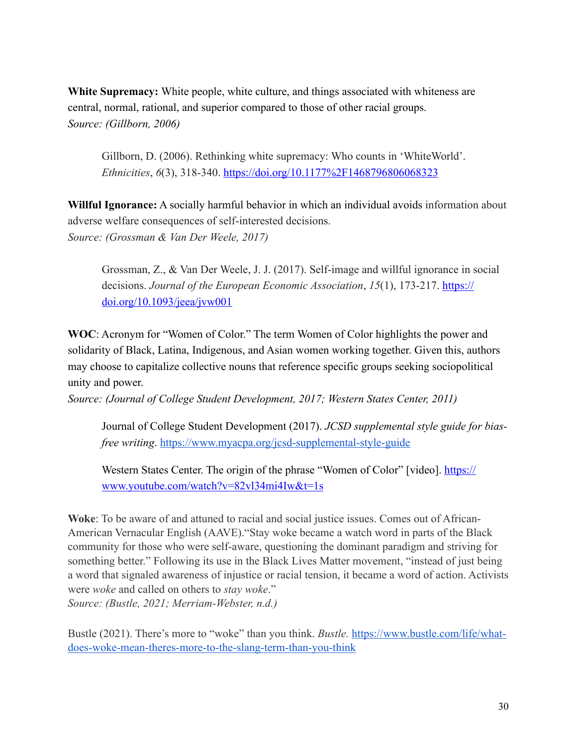**White Supremacy:** White people, white culture, and things associated with whiteness are central, normal, rational, and superior compared to those of other racial groups.
*Source: (Gillborn, 2006)*

> Gillborn, D. (2006). Rethinking white supremacy: Who counts in 'WhiteWorld'. *Ethnicities*, *6*(3), 318-340. [https://doi.org/10.1177%2F1468796806068323](https://doi.org/10.1177%2F1468796806068323)

**Willful Ignorance:** A socially harmful behavior in which an individual avoids information about adverse welfare consequences of self-interested decisions.
*Source: (Grossman & Van Der Weele, 2017)*

> Grossman, Z., & Van Der Weele, J. J. (2017). Self-image and willful ignorance in social decisions. *Journal of the European Economic Association*, *15*(1), 173-217. [https://doi.org/10.1093/jeea/jvw001](https://doi.org/10.1093/jeea/jvw001)

**WOC**: Acronym for "Women of Color." The term Women of Color highlights the power and solidarity of Black, Latina, Indigenous, and Asian women working together. Given this, authors may choose to capitalize collective nouns that reference specific groups seeking sociopolitical unity and power.
*Source: (Journal of College Student Development, 2017; Western States Center, 2011)*

> Journal of College Student Development (2017). *JCSD supplemental style guide for bias-free writing*. [https://www.myacpa.org/jcsd-supplemental-style-guide](https://www.myacpa.org/jcsd-supplemental-style-guide)

> Western States Center. The origin of the phrase "Women of Color" [video]. [https://www.youtube.com/watch?v=82vl34mi4Iw&t=1s](https://www.youtube.com/watch?v=82vl34mi4Iw&t=1s)

**Woke**: To be aware of and attuned to racial and social justice issues. Comes out of African-American Vernacular English (AAVE)."Stay woke became a watch word in parts of the Black community for those who were self-aware, questioning the dominant paradigm and striving for something better." Following its use in the Black Lives Matter movement, "instead of just being a word that signaled awareness of injustice or racial tension, it became a word of action. Activists were *woke* and called on others to *stay woke*."
*Source: (Bustle, 2021; Merriam-Webster, n.d.)*

Bustle (2021). There's more to "woke" than you think. *Bustle.* [https://www.bustle.com/life/what-does-woke-mean-theres-more-to-the-slang-term-than-you-think](https://www.bustle.com/life/what-does-woke-mean-theres-more-to-the-slang-term-than-you-think)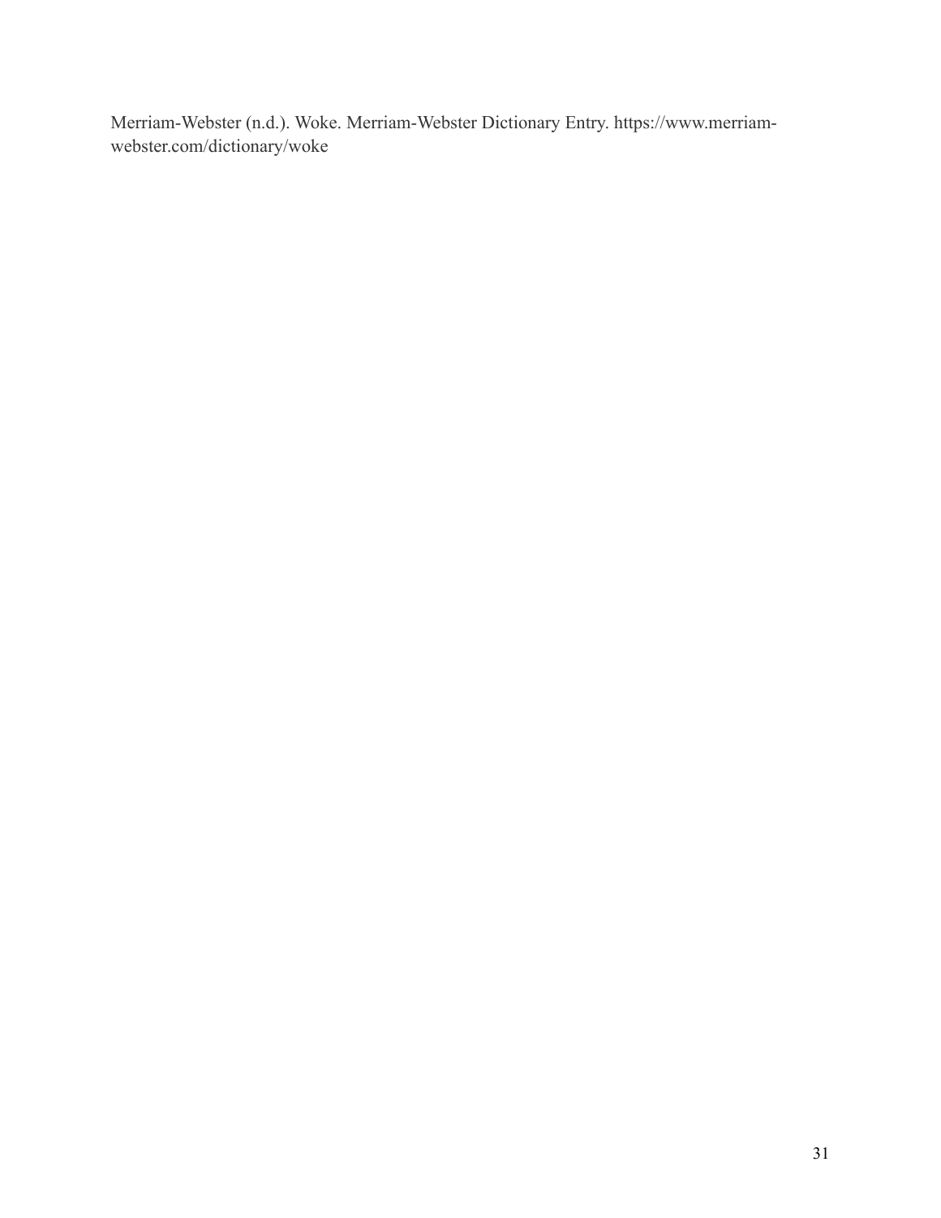Merriam-Webster (n.d.). Woke. Merriam-Webster Dictionary Entry. https://www.merriam-webster.com/dictionary/woke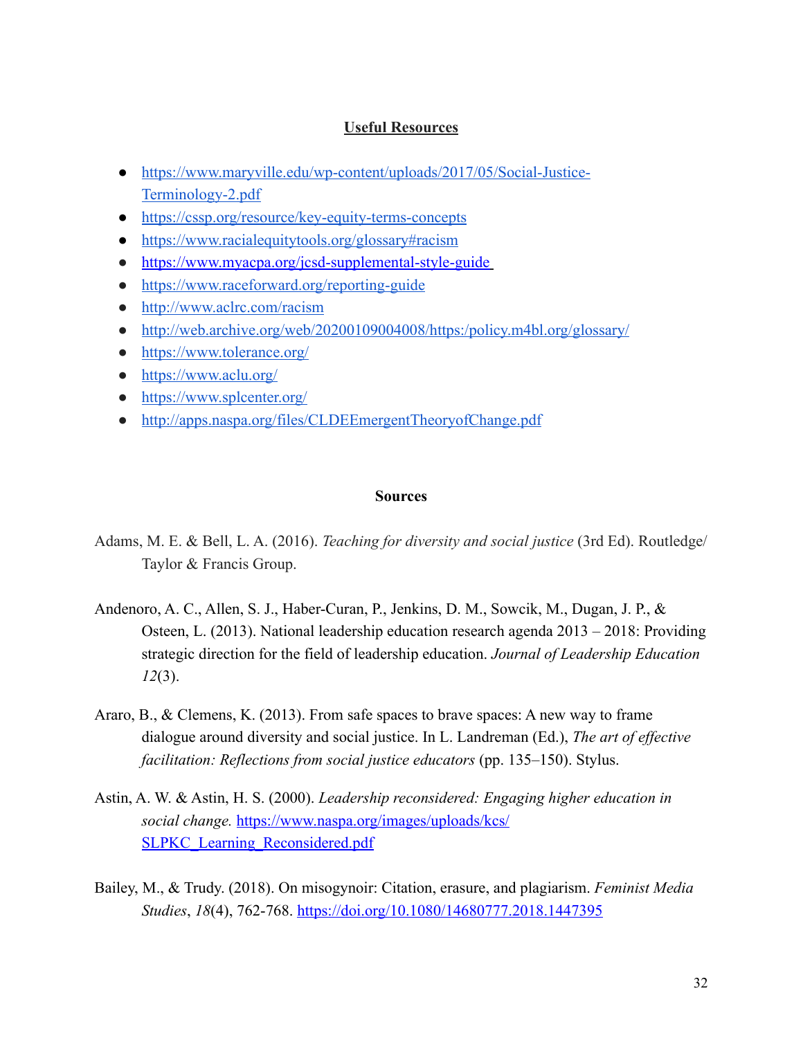## Useful Resources

- https://www.maryville.edu/wp-content/uploads/2017/05/Social-Justice-Terminology-2.pdf
- https://cssp.org/resource/key-equity-terms-concepts
- https://www.racialequitytools.org/glossary#racism
- https://www.myacpa.org/jcsd-supplemental-style-guide
- https://www.raceforward.org/reporting-guide
- http://www.aclrc.com/racism
- http://web.archive.org/web/20200109004008/https:/policy.m4bl.org/glossary/
- https://www.tolerance.org/
- https://www.aclu.org/
- https://www.splcenter.org/
- http://apps.naspa.org/files/CLDEEmergentTheoryofChange.pdf

## Sources

Adams, M. E. & Bell, L. A. (2016). *Teaching for diversity and social justice* (3rd Ed). Routledge/ Taylor & Francis Group.

Andenoro, A. C., Allen, S. J., Haber-Curan, P., Jenkins, D. M., Sowcik, M., Dugan, J. P., & Osteen, L. (2013). National leadership education research agenda 2013 – 2018: Providing strategic direction for the field of leadership education. *Journal of Leadership Education 12*(3).

Araro, B., & Clemens, K. (2013). From safe spaces to brave spaces: A new way to frame dialogue around diversity and social justice. In L. Landreman (Ed.), *The art of effective facilitation: Reflections from social justice educators* (pp. 135–150). Stylus.

Astin, A. W. & Astin, H. S. (2000). *Leadership reconsidered: Engaging higher education in social change.* https://www.naspa.org/images/uploads/kcs/SLPKC_Learning_Reconsidered.pdf

Bailey, M., & Trudy. (2018). On misogynoir: Citation, erasure, and plagiarism. *Feminist Media Studies*, *18*(4), 762-768. https://doi.org/10.1080/14680777.2018.1447395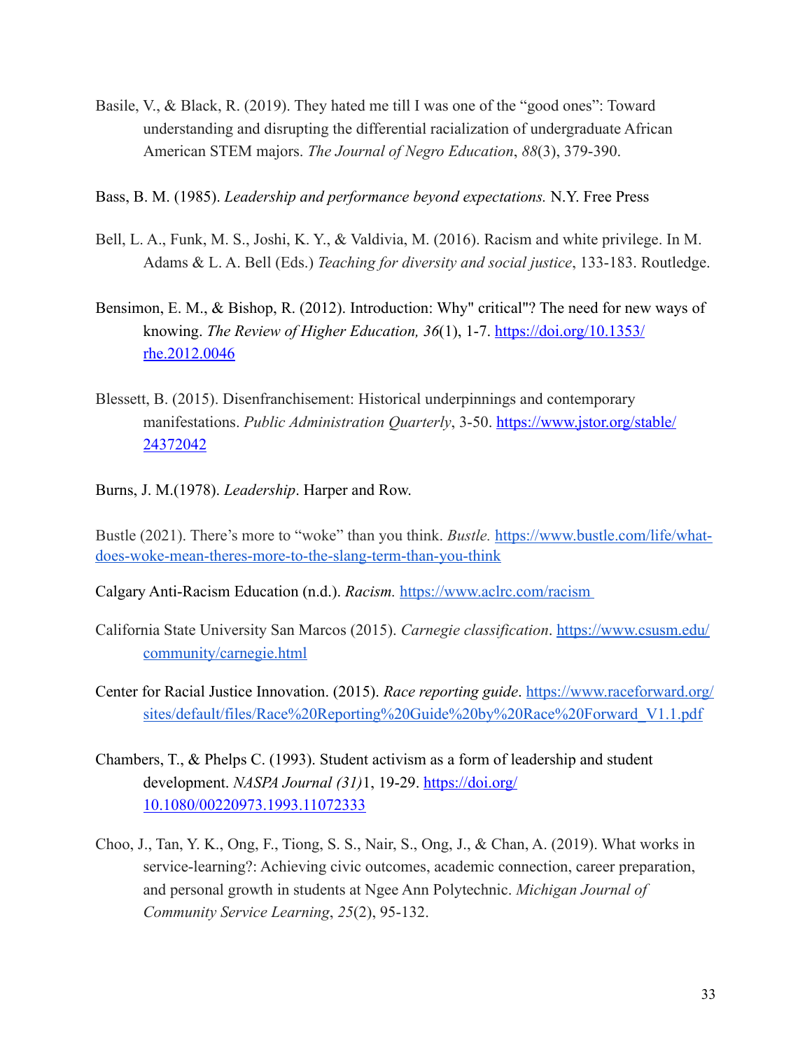Basile, V., & Black, R. (2019). They hated me till I was one of the "good ones": Toward understanding and disrupting the differential racialization of undergraduate African American STEM majors. *The Journal of Negro Education*, *88*(3), 379-390.

Bass, B. M. (1985). *Leadership and performance beyond expectations.* N.Y. Free Press

Bell, L. A., Funk, M. S., Joshi, K. Y., & Valdivia, M. (2016). Racism and white privilege. In M. Adams & L. A. Bell (Eds.) *Teaching for diversity and social justice*, 133-183. Routledge.

Bensimon, E. M., & Bishop, R. (2012). Introduction: Why" critical"? The need for new ways of knowing. *The Review of Higher Education, 36*(1), 1-7. https://doi.org/10.1353/rhe.2012.0046

Blessett, B. (2015). Disenfranchisement: Historical underpinnings and contemporary manifestations. *Public Administration Quarterly*, 3-50. https://www.jstor.org/stable/24372042

Burns, J. M.(1978). *Leadership*. Harper and Row.

Bustle (2021). There's more to "woke" than you think. *Bustle.* https://www.bustle.com/life/what-does-woke-mean-theres-more-to-the-slang-term-than-you-think

Calgary Anti-Racism Education (n.d.). *Racism.* https://www.aclrc.com/racism

California State University San Marcos (2015). *Carnegie classification*. https://www.csusm.edu/community/carnegie.html

Center for Racial Justice Innovation. (2015). *Race reporting guide*. https://www.raceforward.org/sites/default/files/Race%20Reporting%20Guide%20by%20Race%20Forward_V1.1.pdf

Chambers, T., & Phelps C. (1993). Student activism as a form of leadership and student development. *NASPA Journal (31)*1, 19-29. https://doi.org/10.1080/00220973.1993.11072333

Choo, J., Tan, Y. K., Ong, F., Tiong, S. S., Nair, S., Ong, J., & Chan, A. (2019). What works in service-learning?: Achieving civic outcomes, academic connection, career preparation, and personal growth in students at Ngee Ann Polytechnic. *Michigan Journal of Community Service Learning*, *25*(2), 95-132.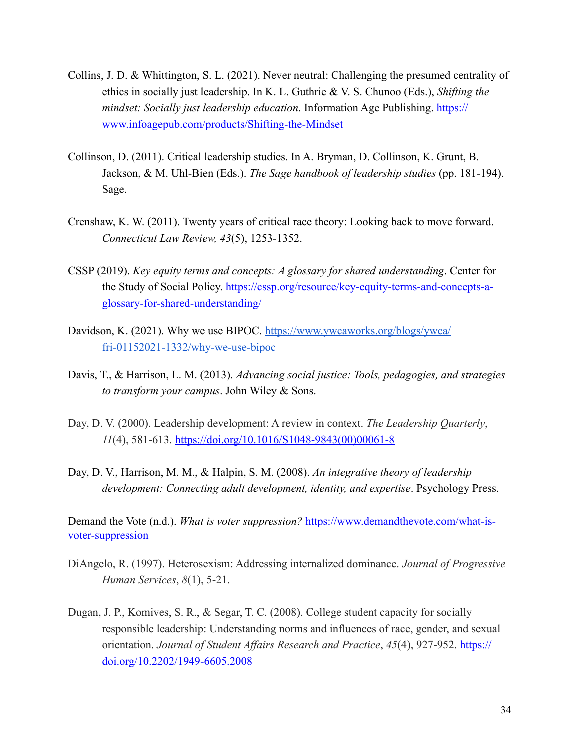Collins, J. D. & Whittington, S. L. (2021). Never neutral: Challenging the presumed centrality of ethics in socially just leadership. In K. L. Guthrie & V. S. Chunoo (Eds.), *Shifting the mindset: Socially just leadership education*. Information Age Publishing. https://www.infoagepub.com/products/Shifting-the-Mindset

Collinson, D. (2011). Critical leadership studies. In A. Bryman, D. Collinson, K. Grunt, B. Jackson, & M. Uhl-Bien (Eds.). *The Sage handbook of leadership studies* (pp. 181-194). Sage.

Crenshaw, K. W. (2011). Twenty years of critical race theory: Looking back to move forward. *Connecticut Law Review, 43*(5), 1253-1352.

CSSP (2019). *Key equity terms and concepts: A glossary for shared understanding*. Center for the Study of Social Policy. https://cssp.org/resource/key-equity-terms-and-concepts-a-glossary-for-shared-understanding/

Davidson, K. (2021). Why we use BIPOC. https://www.ywcaworks.org/blogs/ywca/fri-01152021-1332/why-we-use-bipoc

Davis, T., & Harrison, L. M. (2013). *Advancing social justice: Tools, pedagogies, and strategies to transform your campus*. John Wiley & Sons.

Day, D. V. (2000). Leadership development: A review in context. *The Leadership Quarterly*, *11*(4), 581-613. https://doi.org/10.1016/S1048-9843(00)00061-8

Day, D. V., Harrison, M. M., & Halpin, S. M. (2008). *An integrative theory of leadership development: Connecting adult development, identity, and expertise*. Psychology Press.

Demand the Vote (n.d.). *What is voter suppression?* https://www.demandthevote.com/what-is-voter-suppression

DiAngelo, R. (1997). Heterosexism: Addressing internalized dominance. *Journal of Progressive Human Services*, *8*(1), 5-21.

Dugan, J. P., Komives, S. R., & Segar, T. C. (2008). College student capacity for socially responsible leadership: Understanding norms and influences of race, gender, and sexual orientation. *Journal of Student Affairs Research and Practice*, *45*(4), 927-952. https://doi.org/10.2202/1949-6605.2008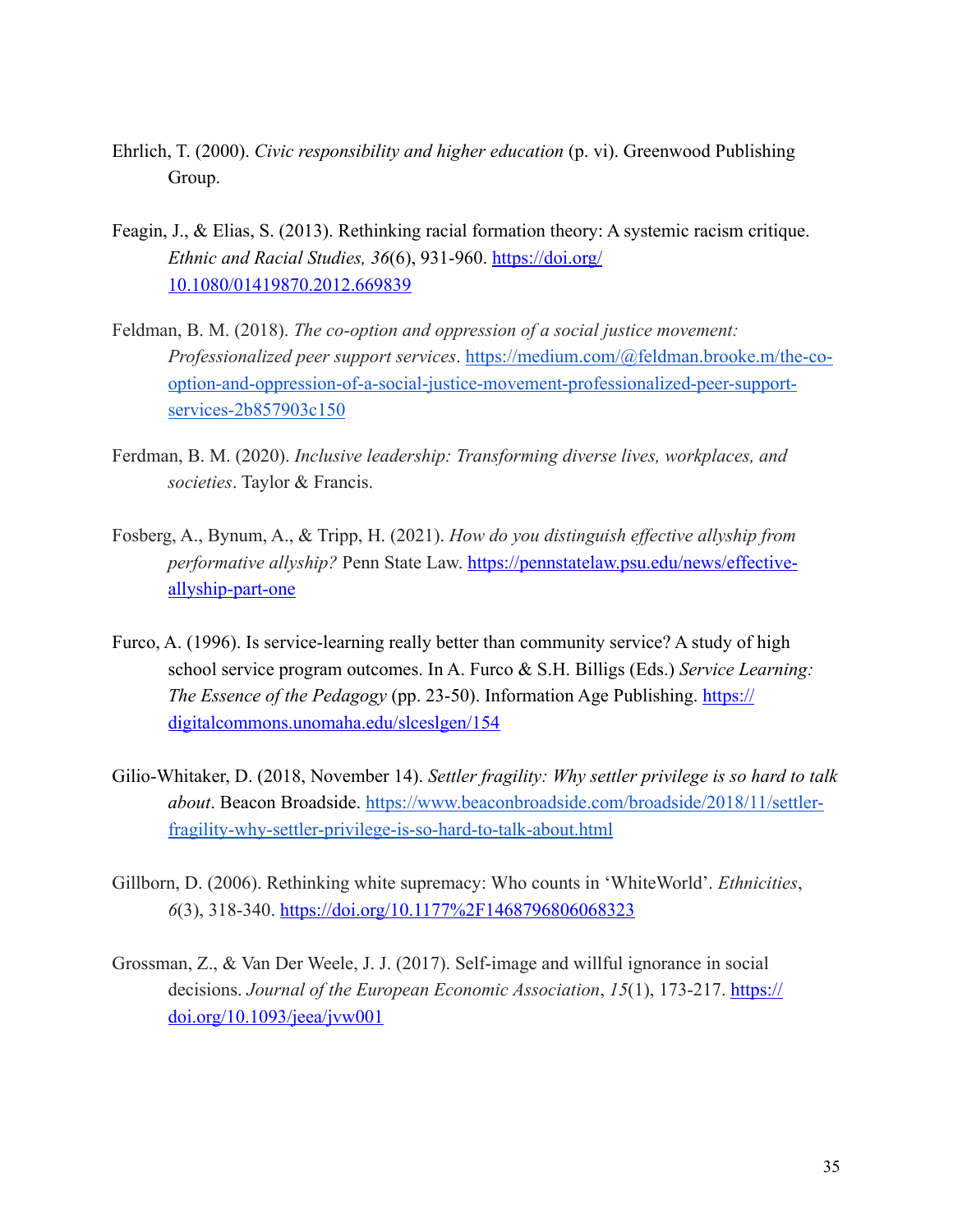Ehrlich, T. (2000). *Civic responsibility and higher education* (p. vi). Greenwood Publishing Group.

Feagin, J., & Elias, S. (2013). Rethinking racial formation theory: A systemic racism critique. *Ethnic and Racial Studies, 36*(6), 931-960. https://doi.org/10.1080/01419870.2012.669839

Feldman, B. M. (2018). *The co-option and oppression of a social justice movement: Professionalized peer support services*. https://medium.com/@feldman.brooke.m/the-co-option-and-oppression-of-a-social-justice-movement-professionalized-peer-support-services-2b857903c150

Ferdman, B. M. (2020). *Inclusive leadership: Transforming diverse lives, workplaces, and societies*. Taylor & Francis.

Fosberg, A., Bynum, A., & Tripp, H. (2021). *How do you distinguish effective allyship from performative allyship?* Penn State Law. https://pennstatelaw.psu.edu/news/effective-allyship-part-one

Furco, A. (1996). Is service-learning really better than community service? A study of high school service program outcomes. In A. Furco & S.H. Billigs (Eds.) *Service Learning: The Essence of the Pedagogy* (pp. 23-50). Information Age Publishing. https://digitalcommons.unomaha.edu/slceslgen/154

Gilio-Whitaker, D. (2018, November 14). *Settler fragility: Why settler privilege is so hard to talk about*. Beacon Broadside. https://www.beaconbroadside.com/broadside/2018/11/settler-fragility-why-settler-privilege-is-so-hard-to-talk-about.html

Gillborn, D. (2006). Rethinking white supremacy: Who counts in 'WhiteWorld'. *Ethnicities*, *6*(3), 318-340. https://doi.org/10.1177%2F1468796806068323

Grossman, Z., & Van Der Weele, J. J. (2017). Self-image and willful ignorance in social decisions. *Journal of the European Economic Association*, *15*(1), 173-217. https://doi.org/10.1093/jeea/jvw001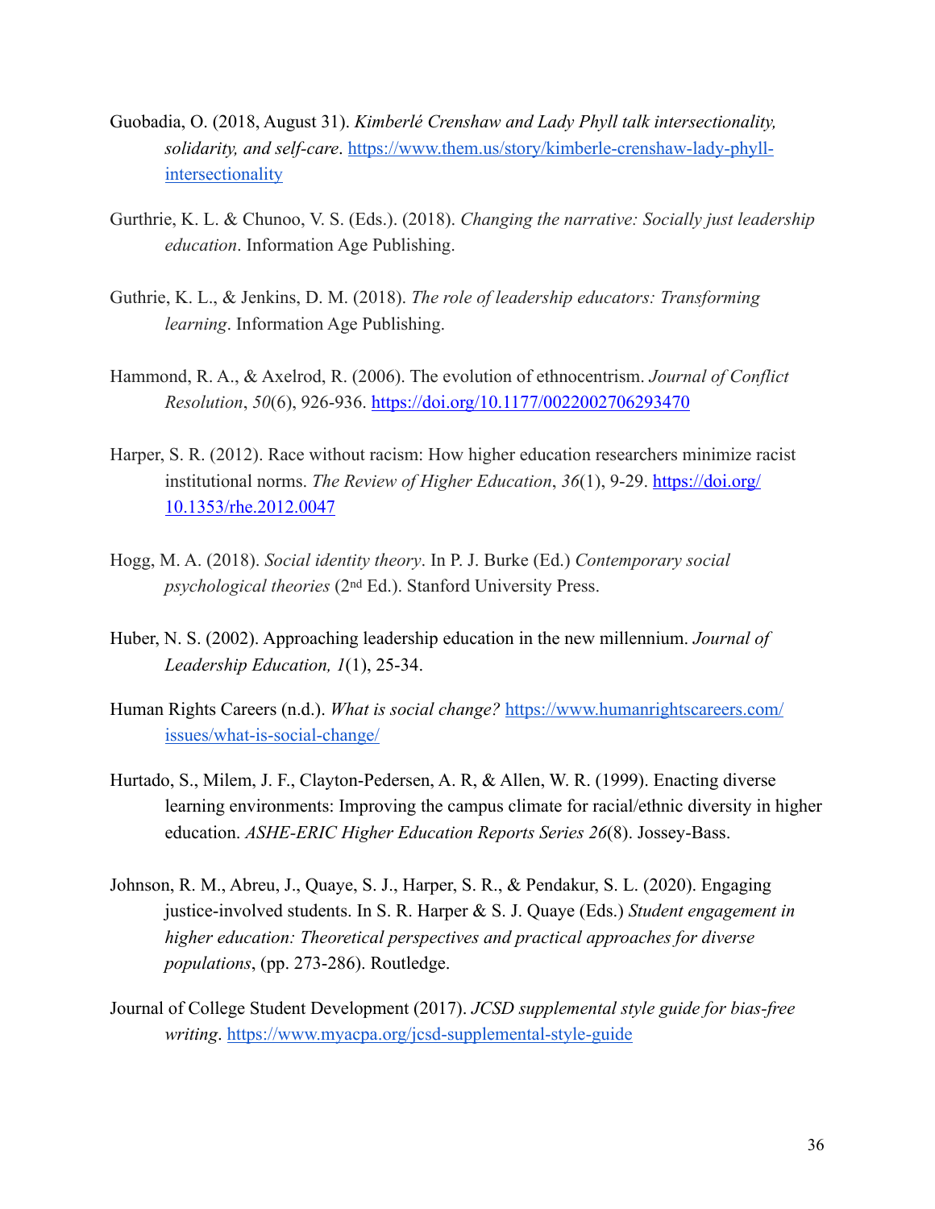Guobadia, O. (2018, August 31). *Kimberlé Crenshaw and Lady Phyll talk intersectionality, solidarity, and self-care*. https://www.them.us/story/kimberle-crenshaw-lady-phyll-intersectionality

Gurthrie, K. L. & Chunoo, V. S. (Eds.). (2018). *Changing the narrative: Socially just leadership education*. Information Age Publishing.

Guthrie, K. L., & Jenkins, D. M. (2018). *The role of leadership educators: Transforming learning*. Information Age Publishing.

Hammond, R. A., & Axelrod, R. (2006). The evolution of ethnocentrism. *Journal of Conflict Resolution*, *50*(6), 926-936. https://doi.org/10.1177/0022002706293470

Harper, S. R. (2012). Race without racism: How higher education researchers minimize racist institutional norms. *The Review of Higher Education*, *36*(1), 9-29. https://doi.org/10.1353/rhe.2012.0047

Hogg, M. A. (2018). *Social identity theory*. In P. J. Burke (Ed.) *Contemporary social psychological theories* (2nd Ed.). Stanford University Press.

Huber, N. S. (2002). Approaching leadership education in the new millennium. *Journal of Leadership Education, 1*(1), 25-34.

Human Rights Careers (n.d.). *What is social change?* https://www.humanrightscareers.com/issues/what-is-social-change/

Hurtado, S., Milem, J. F., Clayton-Pedersen, A. R, & Allen, W. R. (1999). Enacting diverse learning environments: Improving the campus climate for racial/ethnic diversity in higher education. *ASHE-ERIC Higher Education Reports Series 26*(8). Jossey-Bass.

Johnson, R. M., Abreu, J., Quaye, S. J., Harper, S. R., & Pendakur, S. L. (2020). Engaging justice-involved students. In S. R. Harper & S. J. Quaye (Eds.) *Student engagement in higher education: Theoretical perspectives and practical approaches for diverse populations*, (pp. 273-286). Routledge.

Journal of College Student Development (2017). *JCSD supplemental style guide for bias-free writing*. https://www.myacpa.org/jcsd-supplemental-style-guide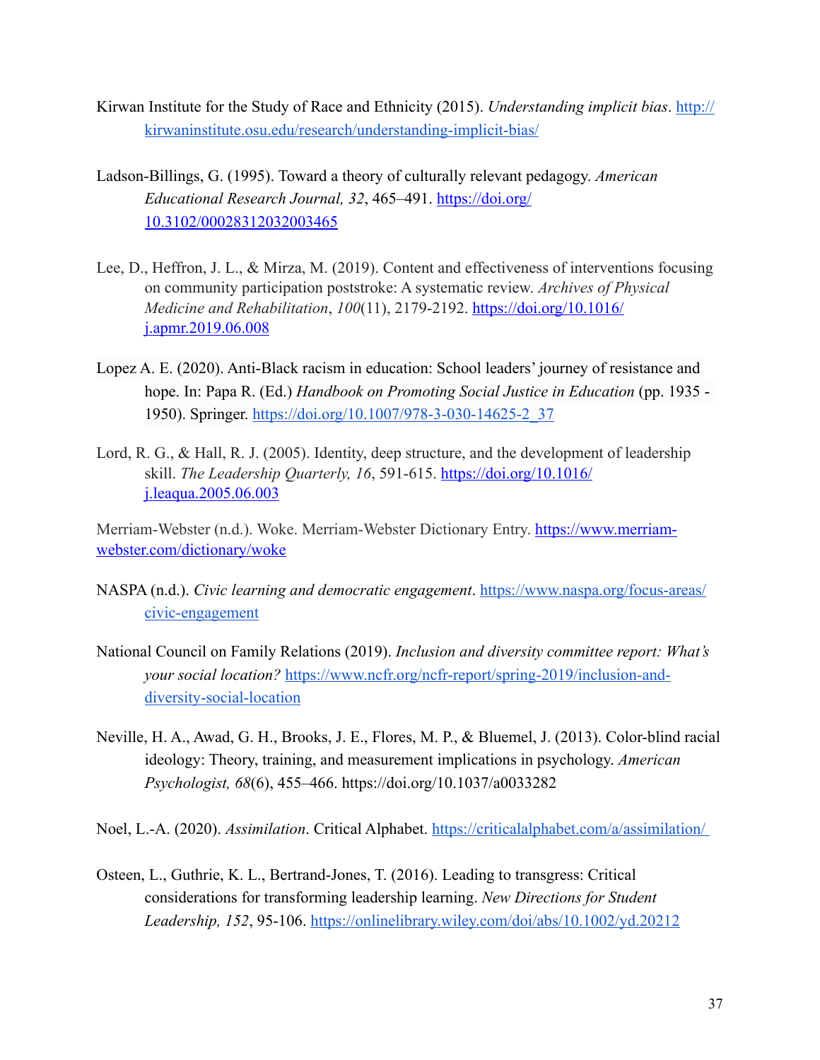Kirwan Institute for the Study of Race and Ethnicity (2015). *Understanding implicit bias*. http://kirwaninstitute.osu.edu/research/understanding-implicit-bias/

Ladson-Billings, G. (1995). Toward a theory of culturally relevant pedagogy. *American Educational Research Journal, 32*, 465–491. https://doi.org/10.3102/00028312032003465

Lee, D., Heffron, J. L., & Mirza, M. (2019). Content and effectiveness of interventions focusing on community participation poststroke: A systematic review. *Archives of Physical Medicine and Rehabilitation*, *100*(11), 2179-2192. https://doi.org/10.1016/j.apmr.2019.06.008

Lopez A. E. (2020). Anti-Black racism in education: School leaders' journey of resistance and hope. In: Papa R. (Ed.) *Handbook on Promoting Social Justice in Education* (pp. 1935 - 1950). Springer. https://doi.org/10.1007/978-3-030-14625-2_37

Lord, R. G., & Hall, R. J. (2005). Identity, deep structure, and the development of leadership skill. *The Leadership Quarterly, 16*, 591-615. https://doi.org/10.1016/j.leaqua.2005.06.003

Merriam-Webster (n.d.). Woke. Merriam-Webster Dictionary Entry. https://www.merriam-webster.com/dictionary/woke

NASPA (n.d.). *Civic learning and democratic engagement*. https://www.naspa.org/focus-areas/civic-engagement

National Council on Family Relations (2019). *Inclusion and diversity committee report: What's your social location?* https://www.ncfr.org/ncfr-report/spring-2019/inclusion-and-diversity-social-location

Neville, H. A., Awad, G. H., Brooks, J. E., Flores, M. P., & Bluemel, J. (2013). Color-blind racial ideology: Theory, training, and measurement implications in psychology. *American Psychologist, 68*(6), 455–466. https://doi.org/10.1037/a0033282

Noel, L.-A. (2020). *Assimilation*. Critical Alphabet. https://criticalalphabet.com/a/assimilation/

Osteen, L., Guthrie, K. L., Bertrand-Jones, T. (2016). Leading to transgress: Critical considerations for transforming leadership learning. *New Directions for Student Leadership, 152*, 95-106. https://onlinelibrary.wiley.com/doi/abs/10.1002/yd.20212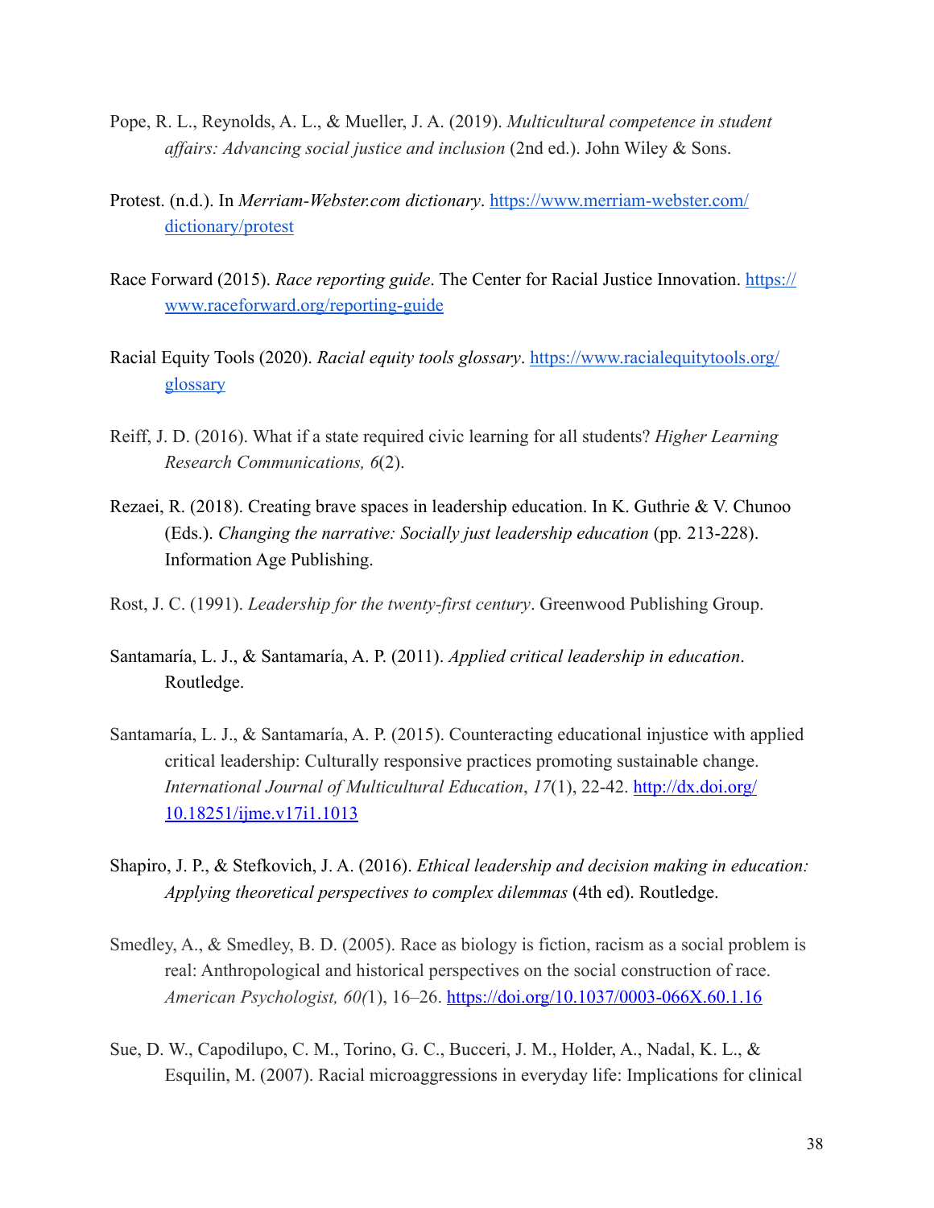Pope, R. L., Reynolds, A. L., & Mueller, J. A. (2019). *Multicultural competence in student affairs: Advancing social justice and inclusion* (2nd ed.). John Wiley & Sons.

Protest. (n.d.). In *Merriam-Webster.com dictionary*. https://www.merriam-webster.com/dictionary/protest

Race Forward (2015). *Race reporting guide*. The Center for Racial Justice Innovation. https://www.raceforward.org/reporting-guide

Racial Equity Tools (2020). *Racial equity tools glossary*. https://www.racialequitytools.org/glossary

Reiff, J. D. (2016). What if a state required civic learning for all students? *Higher Learning Research Communications, 6*(2).

Rezaei, R. (2018). Creating brave spaces in leadership education. In K. Guthrie & V. Chunoo (Eds.). *Changing the narrative: Socially just leadership education* (pp. 213-228). Information Age Publishing.

Rost, J. C. (1991). *Leadership for the twenty-first century*. Greenwood Publishing Group.

Santamaría, L. J., & Santamaría, A. P. (2011). *Applied critical leadership in education*. Routledge.

Santamaría, L. J., & Santamaría, A. P. (2015). Counteracting educational injustice with applied critical leadership: Culturally responsive practices promoting sustainable change. *International Journal of Multicultural Education*, *17*(1), 22-42. http://dx.doi.org/10.18251/ijme.v17i1.1013

Shapiro, J. P., & Stefkovich, J. A. (2016). *Ethical leadership and decision making in education: Applying theoretical perspectives to complex dilemmas* (4th ed). Routledge.

Smedley, A., & Smedley, B. D. (2005). Race as biology is fiction, racism as a social problem is real: Anthropological and historical perspectives on the social construction of race. *American Psychologist, 60(*1), 16–26. https://doi.org/10.1037/0003-066X.60.1.16

Sue, D. W., Capodilupo, C. M., Torino, G. C., Bucceri, J. M., Holder, A., Nadal, K. L., & Esquilin, M. (2007). Racial microaggressions in everyday life: Implications for clinical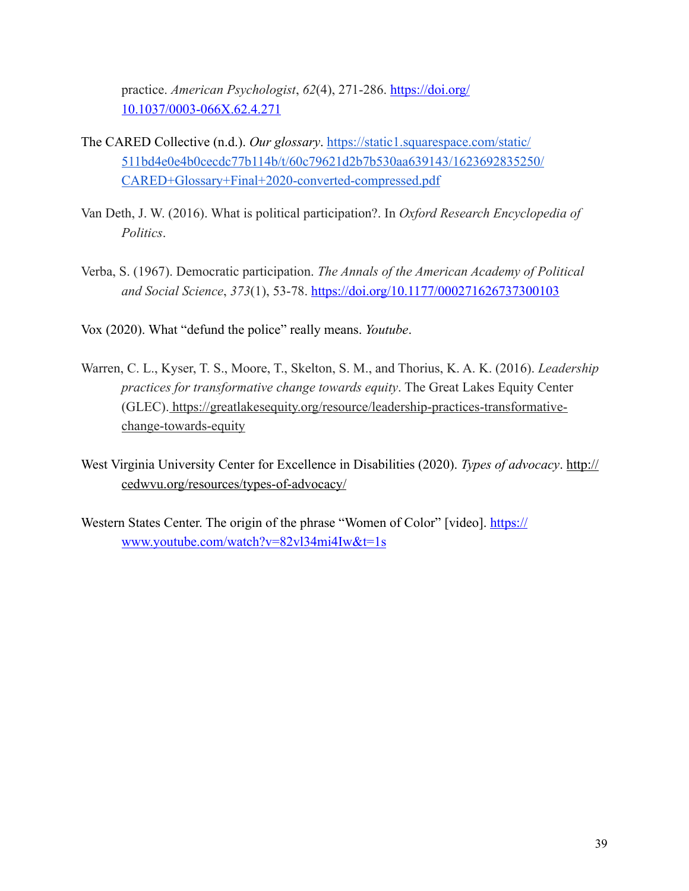practice. *American Psychologist*, *62*(4), 271-286. https://doi.org/10.1037/0003-066X.62.4.271

The CARED Collective (n.d.). *Our glossary*. https://static1.squarespace.com/static/511bd4e0e4b0cecdc77b114b/t/60c79621d2b7b530aa639143/1623692835250/CARED+Glossary+Final+2020-converted-compressed.pdf

Van Deth, J. W. (2016). What is political participation?. In *Oxford Research Encyclopedia of Politics*.

Verba, S. (1967). Democratic participation. *The Annals of the American Academy of Political and Social Science*, *373*(1), 53-78. https://doi.org/10.1177/000271626737300103

Vox (2020). What "defund the police" really means. *Youtube*.

Warren, C. L., Kyser, T. S., Moore, T., Skelton, S. M., and Thorius, K. A. K. (2016). *Leadership practices for transformative change towards equity*. The Great Lakes Equity Center (GLEC). https://greatlakesequity.org/resource/leadership-practices-transformative-change-towards-equity

West Virginia University Center for Excellence in Disabilities (2020). *Types of advocacy*. http://cedwvu.org/resources/types-of-advocacy/

Western States Center. The origin of the phrase "Women of Color" [video]. https://www.youtube.com/watch?v=82vl34mi4Iw&t=1s